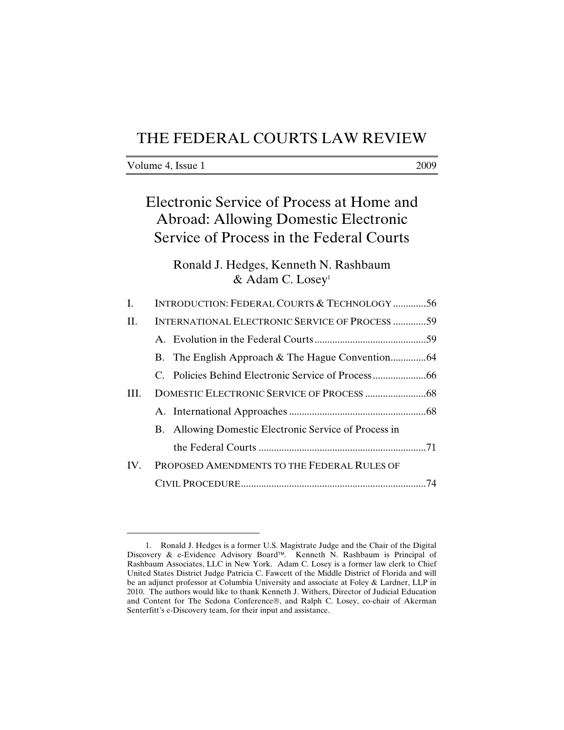# THE FEDERAL COURTS LAW REVIEW

Volume 4, Issue 1 2009

## Electronic Service of Process at Home and Abroad: Allowing Domestic Electronic Service of Process in the Federal Courts

Ronald J. Hedges, Kenneth N. Rashbaum & Adam C. Losey[1]

I. INTRODUCTION: FEDERAL COURTS & TECHNOLOGY .............56

II. INTERNATIONAL ELECTRONIC SERVICE OF PROCESS .............59

  A. Evolution in the Federal Courts ............................................59

  B. The English Approach & The Hague Convention..............64

  C. Policies Behind Electronic Service of Process.....................66

III. DOMESTIC ELECTRONIC SERVICE OF PROCESS ........................68

  A. International Approaches ......................................................68

  B. Allowing Domestic Electronic Service of Process in the Federal Courts ..................................................................71

IV. PROPOSED AMENDMENTS TO THE FEDERAL RULES OF CIVIL PROCEDURE.........................................................................74

---

1. Ronald J. Hedges is a former U.S. Magistrate Judge and the Chair of the Digital Discovery & e-Evidence Advisory Board™. Kenneth N. Rashbaum is Principal of Rashbaum Associates, LLC in New York. Adam C. Losey is a former law clerk to Chief United States District Judge Patricia C. Fawcett of the Middle District of Florida and will be an adjunct professor at Columbia University and associate at Foley & Lardner, LLP in 2010. The authors would like to thank Kenneth J. Withers, Director of Judicial Education and Content for The Sedona Conference®, and Ralph C. Losey, co-chair of Akerman Senterfitt's e-Discovery team, for their input and assistance.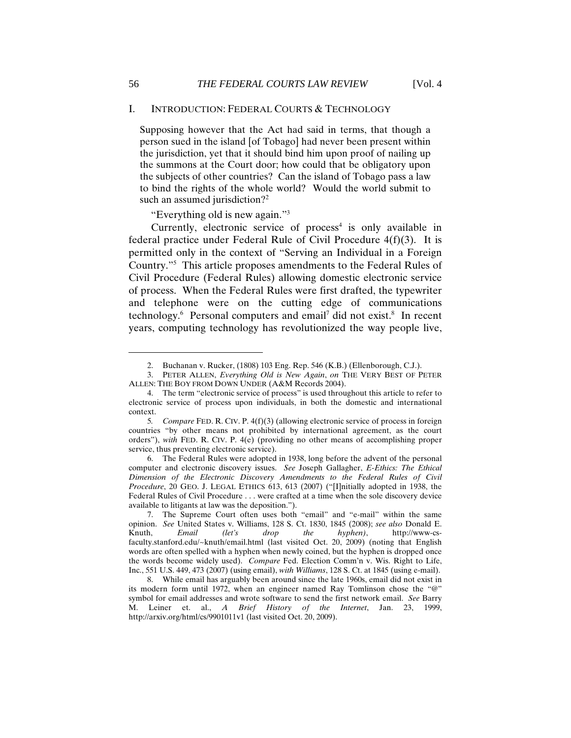## I. INTRODUCTION: FEDERAL COURTS & TECHNOLOGY

> Supposing however that the Act had said in terms, that though a person sued in the island [of Tobago] had never been present within the jurisdiction, yet that it should bind him upon proof of nailing up the summons at the Court door; how could that be obligatory upon the subjects of other countries? Can the island of Tobago pass a law to bind the rights of the whole world? Would the world submit to such an assumed jurisdiction?[2]

"Everything old is new again."[3]

Currently, electronic service of process[4] is only available in federal practice under Federal Rule of Civil Procedure 4(f)(3). It is permitted only in the context of "Serving an Individual in a Foreign Country."[5] This article proposes amendments to the Federal Rules of Civil Procedure (Federal Rules) allowing domestic electronic service of process. When the Federal Rules were first drafted, the typewriter and telephone were on the cutting edge of communications technology.[6] Personal computers and email[7] did not exist.[8] In recent years, computing technology has revolutionized the way people live,

---

2. Buchanan v. Rucker, (1808) 103 Eng. Rep. 546 (K.B.) (Ellenborough, C.J.).

3. PETER ALLEN, *Everything Old is New Again*, *on* THE VERY BEST OF PETER ALLEN: THE BOY FROM DOWN UNDER (A&M Records 2004).

4. The term "electronic service of process" is used throughout this article to refer to electronic service of process upon individuals, in both the domestic and international context.

5. *Compare* FED. R. CIV. P. 4(f)(3) (allowing electronic service of process in foreign countries "by other means not prohibited by international agreement, as the court orders"), *with* FED. R. CIV. P. 4(e) (providing no other means of accomplishing proper service, thus preventing electronic service).

6. The Federal Rules were adopted in 1938, long before the advent of the personal computer and electronic discovery issues. *See* Joseph Gallagher, *E-Ethics: The Ethical Dimension of the Electronic Discovery Amendments to the Federal Rules of Civil Procedure*, 20 GEO. J. LEGAL ETHICS 613, 613 (2007) ("[I]nitially adopted in 1938, the Federal Rules of Civil Procedure . . . were crafted at a time when the sole discovery device available to litigants at law was the deposition.").

7. The Supreme Court often uses both "email" and "e-mail" within the same opinion. *See* United States v. Williams, 128 S. Ct. 1830, 1845 (2008); *see also* Donald E. Knuth, *Email (let's drop the hyphen)*, http://www-cs-faculty.stanford.edu/~knuth/email.html (last visited Oct. 20, 2009) (noting that English words are often spelled with a hyphen when newly coined, but the hyphen is dropped once the words become widely used). *Compare* Fed. Election Comm'n v. Wis. Right to Life, Inc., 551 U.S. 449, 473 (2007) (using email), *with Williams*, 128 S. Ct. at 1845 (using e-mail).

8. While email has arguably been around since the late 1960s, email did not exist in its modern form until 1972, when an engineer named Ray Tomlinson chose the "@" symbol for email addresses and wrote software to send the first network email. *See* Barry M. Leiner et. al., *A Brief History of the Internet*, Jan. 23, 1999, http://arxiv.org/html/cs/9901011v1 (last visited Oct. 20, 2009).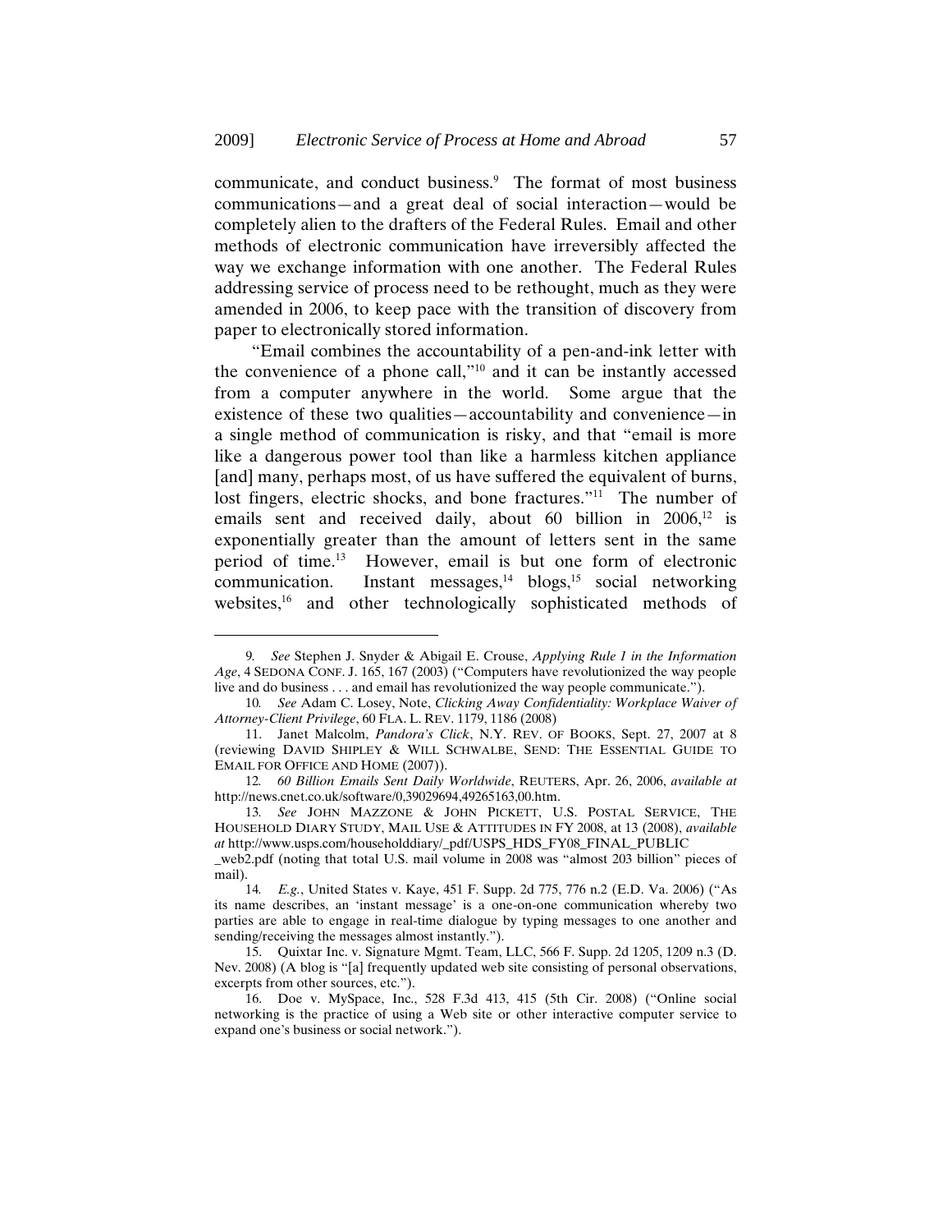communicate, and conduct business.[9] The format of most business communications—and a great deal of social interaction—would be completely alien to the drafters of the Federal Rules. Email and other methods of electronic communication have irreversibly affected the way we exchange information with one another. The Federal Rules addressing service of process need to be rethought, much as they were amended in 2006, to keep pace with the transition of discovery from paper to electronically stored information.

"Email combines the accountability of a pen-and-ink letter with the convenience of a phone call,"[10] and it can be instantly accessed from a computer anywhere in the world. Some argue that the existence of these two qualities—accountability and convenience—in a single method of communication is risky, and that "email is more like a dangerous power tool than like a harmless kitchen appliance [and] many, perhaps most, of us have suffered the equivalent of burns, lost fingers, electric shocks, and bone fractures."[11] The number of emails sent and received daily, about 60 billion in 2006,[12] is exponentially greater than the amount of letters sent in the same period of time.[13] However, email is but one form of electronic communication. Instant messages,[14] blogs,[15] social networking websites,[16] and other technologically sophisticated methods of

---

9. *See* Stephen J. Snyder & Abigail E. Crouse, *Applying Rule 1 in the Information Age*, 4 SEDONA CONF. J. 165, 167 (2003) ("Computers have revolutionized the way people live and do business . . . and email has revolutionized the way people communicate.").

10. *See* Adam C. Losey, Note, *Clicking Away Confidentiality: Workplace Waiver of Attorney-Client Privilege*, 60 FLA. L. REV. 1179, 1186 (2008)

11. Janet Malcolm, *Pandora's Click*, N.Y. REV. OF BOOKS, Sept. 27, 2007 at 8 (reviewing DAVID SHIPLEY & WILL SCHWALBE, SEND: THE ESSENTIAL GUIDE TO EMAIL FOR OFFICE AND HOME (2007)).

12. *60 Billion Emails Sent Daily Worldwide*, REUTERS, Apr. 26, 2006, *available at* http://news.cnet.co.uk/software/0,39029694,49265163,00.htm.

13. *See* JOHN MAZZONE & JOHN PICKETT, U.S. POSTAL SERVICE, THE HOUSEHOLD DIARY STUDY, MAIL USE & ATTITUDES IN FY 2008, at 13 (2008), *available at* http://www.usps.com/householddiary/_pdf/USPS_HDS_FY08_FINAL_PUBLIC_web2.pdf (noting that total U.S. mail volume in 2008 was "almost 203 billion" pieces of mail).

14. *E.g.*, United States v. Kaye, 451 F. Supp. 2d 775, 776 n.2 (E.D. Va. 2006) ("As its name describes, an 'instant message' is a one-on-one communication whereby two parties are able to engage in real-time dialogue by typing messages to one another and sending/receiving the messages almost instantly.").

15. Quixtar Inc. v. Signature Mgmt. Team, LLC, 566 F. Supp. 2d 1205, 1209 n.3 (D. Nev. 2008) (A blog is "[a] frequently updated web site consisting of personal observations, excerpts from other sources, etc.").

16. Doe v. MySpace, Inc., 528 F.3d 413, 415 (5th Cir. 2008) ("Online social networking is the practice of using a Web site or other interactive computer service to expand one's business or social network.").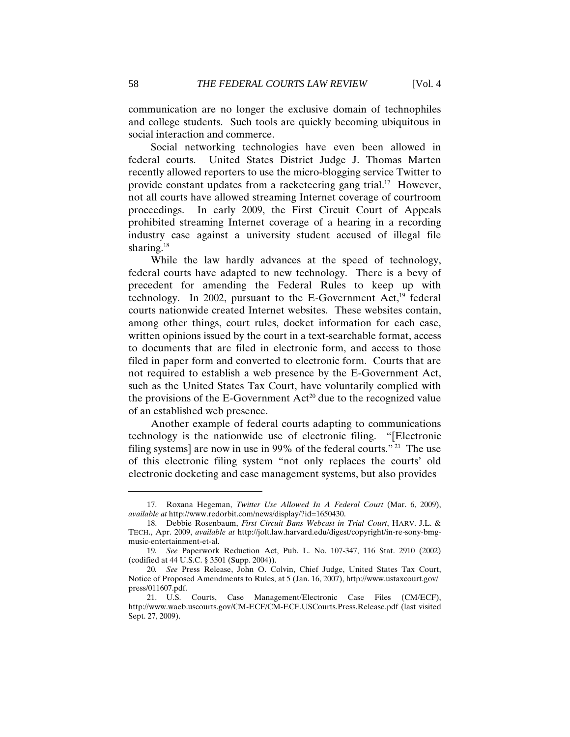communication are no longer the exclusive domain of technophiles and college students. Such tools are quickly becoming ubiquitous in social interaction and commerce.

Social networking technologies have even been allowed in federal courts. United States District Judge J. Thomas Marten recently allowed reporters to use the micro-blogging service Twitter to provide constant updates from a racketeering gang trial.[17] However, not all courts have allowed streaming Internet coverage of courtroom proceedings. In early 2009, the First Circuit Court of Appeals prohibited streaming Internet coverage of a hearing in a recording industry case against a university student accused of illegal file sharing.[18]

While the law hardly advances at the speed of technology, federal courts have adapted to new technology. There is a bevy of precedent for amending the Federal Rules to keep up with technology. In 2002, pursuant to the E-Government Act,[19] federal courts nationwide created Internet websites. These websites contain, among other things, court rules, docket information for each case, written opinions issued by the court in a text-searchable format, access to documents that are filed in electronic form, and access to those filed in paper form and converted to electronic form. Courts that are not required to establish a web presence by the E-Government Act, such as the United States Tax Court, have voluntarily complied with the provisions of the E-Government Act[20] due to the recognized value of an established web presence.

Another example of federal courts adapting to communications technology is the nationwide use of electronic filing. "[Electronic filing systems] are now in use in 99% of the federal courts."[21] The use of this electronic filing system "not only replaces the courts' old electronic docketing and case management systems, but also provides

---

17. Roxana Hegeman, *Twitter Use Allowed In A Federal Court* (Mar. 6, 2009), *available at* http://www.redorbit.com/news/display/?id=1650430.

18. Debbie Rosenbaum, *First Circuit Bans Webcast in Trial Court*, HARV. J.L. & TECH., Apr. 2009, *available at* http://jolt.law.harvard.edu/digest/copyright/in-re-sony-bmg-music-entertainment-et-al.

19. *See* Paperwork Reduction Act, Pub. L. No. 107-347, 116 Stat. 2910 (2002) (codified at 44 U.S.C. § 3501 (Supp. 2004)).

20. *See* Press Release, John O. Colvin, Chief Judge, United States Tax Court, Notice of Proposed Amendments to Rules, at 5 (Jan. 16, 2007), http://www.ustaxcourt.gov/press/011607.pdf.

21. U.S. Courts, Case Management/Electronic Case Files (CM/ECF), http://www.waeb.uscourts.gov/CM-ECF/CM-ECF.USCourts.Press.Release.pdf (last visited Sept. 27, 2009).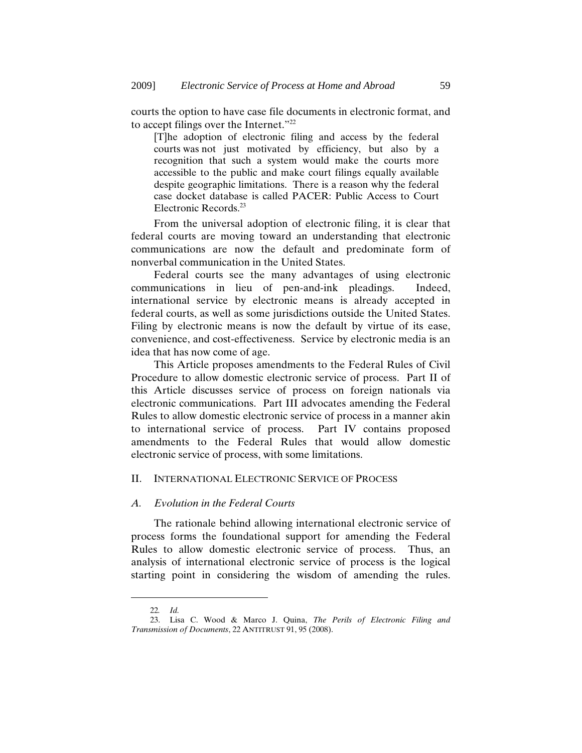courts the option to have case file documents in electronic format, and to accept filings over the Internet."[22]

> [T]he adoption of electronic filing and access by the federal courts was not just motivated by efficiency, but also by a recognition that such a system would make the courts more accessible to the public and make court filings equally available despite geographic limitations. There is a reason why the federal case docket database is called PACER: Public Access to Court Electronic Records.[23]

From the universal adoption of electronic filing, it is clear that federal courts are moving toward an understanding that electronic communications are now the default and predominate form of nonverbal communication in the United States.

Federal courts see the many advantages of using electronic communications in lieu of pen-and-ink pleadings. Indeed, international service by electronic means is already accepted in federal courts, as well as some jurisdictions outside the United States. Filing by electronic means is now the default by virtue of its ease, convenience, and cost-effectiveness. Service by electronic media is an idea that has now come of age.

This Article proposes amendments to the Federal Rules of Civil Procedure to allow domestic electronic service of process. Part II of this Article discusses service of process on foreign nationals via electronic communications. Part III advocates amending the Federal Rules to allow domestic electronic service of process in a manner akin to international service of process. Part IV contains proposed amendments to the Federal Rules that would allow domestic electronic service of process, with some limitations.

## II. International Electronic Service of Process

### *A. Evolution in the Federal Courts*

The rationale behind allowing international electronic service of process forms the foundational support for amending the Federal Rules to allow domestic electronic service of process. Thus, an analysis of international electronic service of process is the logical starting point in considering the wisdom of amending the rules.

---

22. *Id.*

23. Lisa C. Wood & Marco J. Quina, *The Perils of Electronic Filing and Transmission of Documents*, 22 ANTITRUST 91, 95 (2008).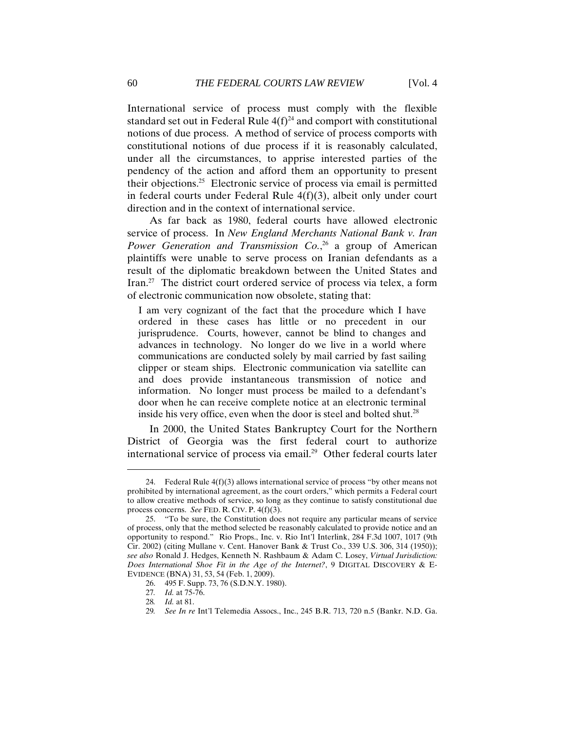International service of process must comply with the flexible standard set out in Federal Rule 4(f)[24] and comport with constitutional notions of due process. A method of service of process comports with constitutional notions of due process if it is reasonably calculated, under all the circumstances, to apprise interested parties of the pendency of the action and afford them an opportunity to present their objections.[25] Electronic service of process via email is permitted in federal courts under Federal Rule 4(f)(3), albeit only under court direction and in the context of international service.

As far back as 1980, federal courts have allowed electronic service of process. In *New England Merchants National Bank v. Iran Power Generation and Transmission Co.*,[26] a group of American plaintiffs were unable to serve process on Iranian defendants as a result of the diplomatic breakdown between the United States and Iran.[27] The district court ordered service of process via telex, a form of electronic communication now obsolete, stating that:

> I am very cognizant of the fact that the procedure which I have ordered in these cases has little or no precedent in our jurisprudence. Courts, however, cannot be blind to changes and advances in technology. No longer do we live in a world where communications are conducted solely by mail carried by fast sailing clipper or steam ships. Electronic communication via satellite can and does provide instantaneous transmission of notice and information. No longer must process be mailed to a defendant's door when he can receive complete notice at an electronic terminal inside his very office, even when the door is steel and bolted shut.[28]

In 2000, the United States Bankruptcy Court for the Northern District of Georgia was the first federal court to authorize international service of process via email.[29] Other federal courts later

---

24. Federal Rule 4(f)(3) allows international service of process "by other means not prohibited by international agreement, as the court orders," which permits a Federal court to allow creative methods of service, so long as they continue to satisfy constitutional due process concerns. *See* FED. R. CIV. P. 4(f)(3).

25. "To be sure, the Constitution does not require any particular means of service of process, only that the method selected be reasonably calculated to provide notice and an opportunity to respond." Rio Props., Inc. v. Rio Int'l Interlink, 284 F.3d 1007, 1017 (9th Cir. 2002) (citing Mullane v. Cent. Hanover Bank & Trust Co., 339 U.S. 306, 314 (1950)); *see also* Ronald J. Hedges, Kenneth N. Rashbaum & Adam C. Losey, *Virtual Jurisdiction: Does International Shoe Fit in the Age of the Internet?*, 9 DIGITAL DISCOVERY & E-EVIDENCE (BNA) 31, 53, 54 (Feb. 1, 2009).

26. 495 F. Supp. 73, 76 (S.D.N.Y. 1980).

27. *Id.* at 75-76.

28. *Id.* at 81.

29. *See In re* Int'l Telemedia Assocs., Inc., 245 B.R. 713, 720 n.5 (Bankr. N.D. Ga.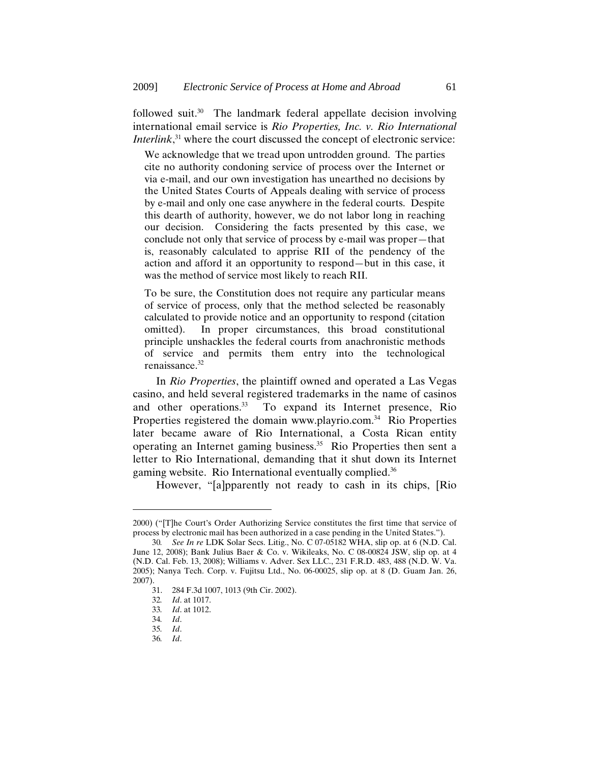followed suit.[30] The landmark federal appellate decision involving international email service is *Rio Properties, Inc. v. Rio International Interlink*,[31] where the court discussed the concept of electronic service:

> We acknowledge that we tread upon untrodden ground. The parties cite no authority condoning service of process over the Internet or via e-mail, and our own investigation has unearthed no decisions by the United States Courts of Appeals dealing with service of process by e-mail and only one case anywhere in the federal courts. Despite this dearth of authority, however, we do not labor long in reaching our decision. Considering the facts presented by this case, we conclude not only that service of process by e-mail was proper—that is, reasonably calculated to apprise RII of the pendency of the action and afford it an opportunity to respond—but in this case, it was the method of service most likely to reach RII.
>
> To be sure, the Constitution does not require any particular means of service of process, only that the method selected be reasonably calculated to provide notice and an opportunity to respond (citation omitted). In proper circumstances, this broad constitutional principle unshackles the federal courts from anachronistic methods of service and permits them entry into the technological renaissance.[32]

In *Rio Properties*, the plaintiff owned and operated a Las Vegas casino, and held several registered trademarks in the name of casinos and other operations.[33] To expand its Internet presence, Rio Properties registered the domain www.playrio.com.[34] Rio Properties later became aware of Rio International, a Costa Rican entity operating an Internet gaming business.[35] Rio Properties then sent a letter to Rio International, demanding that it shut down its Internet gaming website. Rio International eventually complied.[36]

However, "[a]pparently not ready to cash in its chips, [Rio

---

2000) ("[T]he Court's Order Authorizing Service constitutes the first time that service of process by electronic mail has been authorized in a case pending in the United States.").

30. *See In re* LDK Solar Secs. Litig., No. C 07-05182 WHA, slip op. at 6 (N.D. Cal. June 12, 2008); Bank Julius Baer & Co. v. Wikileaks, No. C 08-00824 JSW, slip op. at 4 (N.D. Cal. Feb. 13, 2008); Williams v. Adver. Sex LLC., 231 F.R.D. 483, 488 (N.D. W. Va. 2005); Nanya Tech. Corp. v. Fujitsu Ltd., No. 06-00025, slip op. at 8 (D. Guam Jan. 26, 2007).

31. 284 F.3d 1007, 1013 (9th Cir. 2002).

32. *Id*. at 1017.

33. *Id*. at 1012.

34. *Id*.

35. *Id*.

36. *Id*.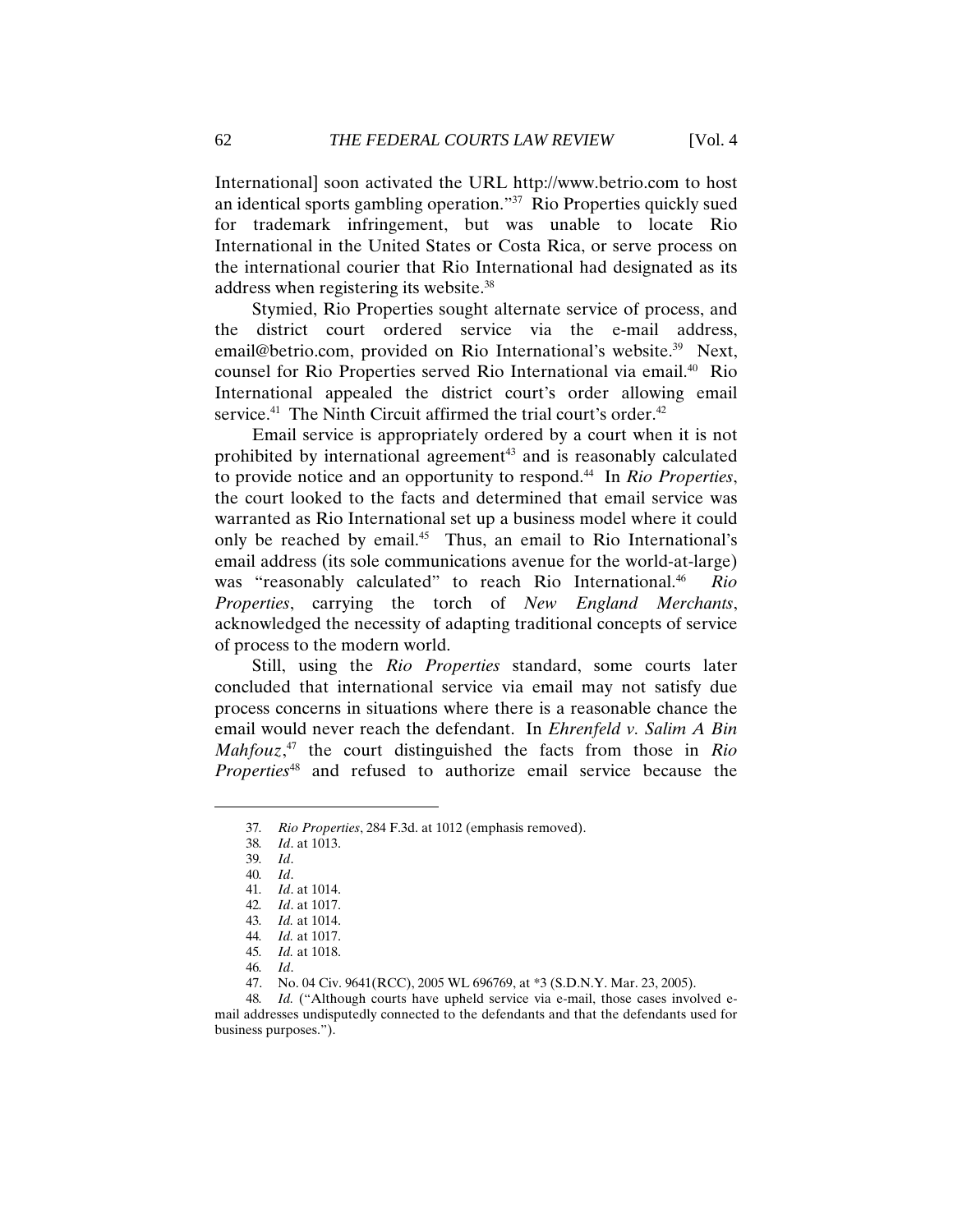International] soon activated the URL http://www.betrio.com to host an identical sports gambling operation."[37] Rio Properties quickly sued for trademark infringement, but was unable to locate Rio International in the United States or Costa Rica, or serve process on the international courier that Rio International had designated as its address when registering its website.[38]

Stymied, Rio Properties sought alternate service of process, and the district court ordered service via the e-mail address, email@betrio.com, provided on Rio International's website.[39] Next, counsel for Rio Properties served Rio International via email.[40] Rio International appealed the district court's order allowing email service.[41] The Ninth Circuit affirmed the trial court's order.[42]

Email service is appropriately ordered by a court when it is not prohibited by international agreement[43] and is reasonably calculated to provide notice and an opportunity to respond.[44] In *Rio Properties*, the court looked to the facts and determined that email service was warranted as Rio International set up a business model where it could only be reached by email.[45] Thus, an email to Rio International's email address (its sole communications avenue for the world-at-large) was "reasonably calculated" to reach Rio International.[46] *Rio Properties*, carrying the torch of *New England Merchants*, acknowledged the necessity of adapting traditional concepts of service of process to the modern world.

Still, using the *Rio Properties* standard, some courts later concluded that international service via email may not satisfy due process concerns in situations where there is a reasonable chance the email would never reach the defendant. In *Ehrenfeld v. Salim A Bin Mahfouz*,[47] the court distinguished the facts from those in *Rio Properties*[48] and refused to authorize email service because the

---

37. *Rio Properties*, 284 F.3d. at 1012 (emphasis removed).
38. *Id*. at 1013.
39. *Id*.
40. *Id*.
41. *Id*. at 1014.
42. *Id*. at 1017.
43. *Id.* at 1014.
44. *Id.* at 1017.
45. *Id.* at 1018.
46. *Id*.
47. No. 04 Civ. 9641(RCC), 2005 WL 696769, at *3 (S.D.N.Y. Mar. 23, 2005).
48. *Id.* ("Although courts have upheld service via e-mail, those cases involved e-mail addresses undisputedly connected to the defendants and that the defendants used for business purposes.").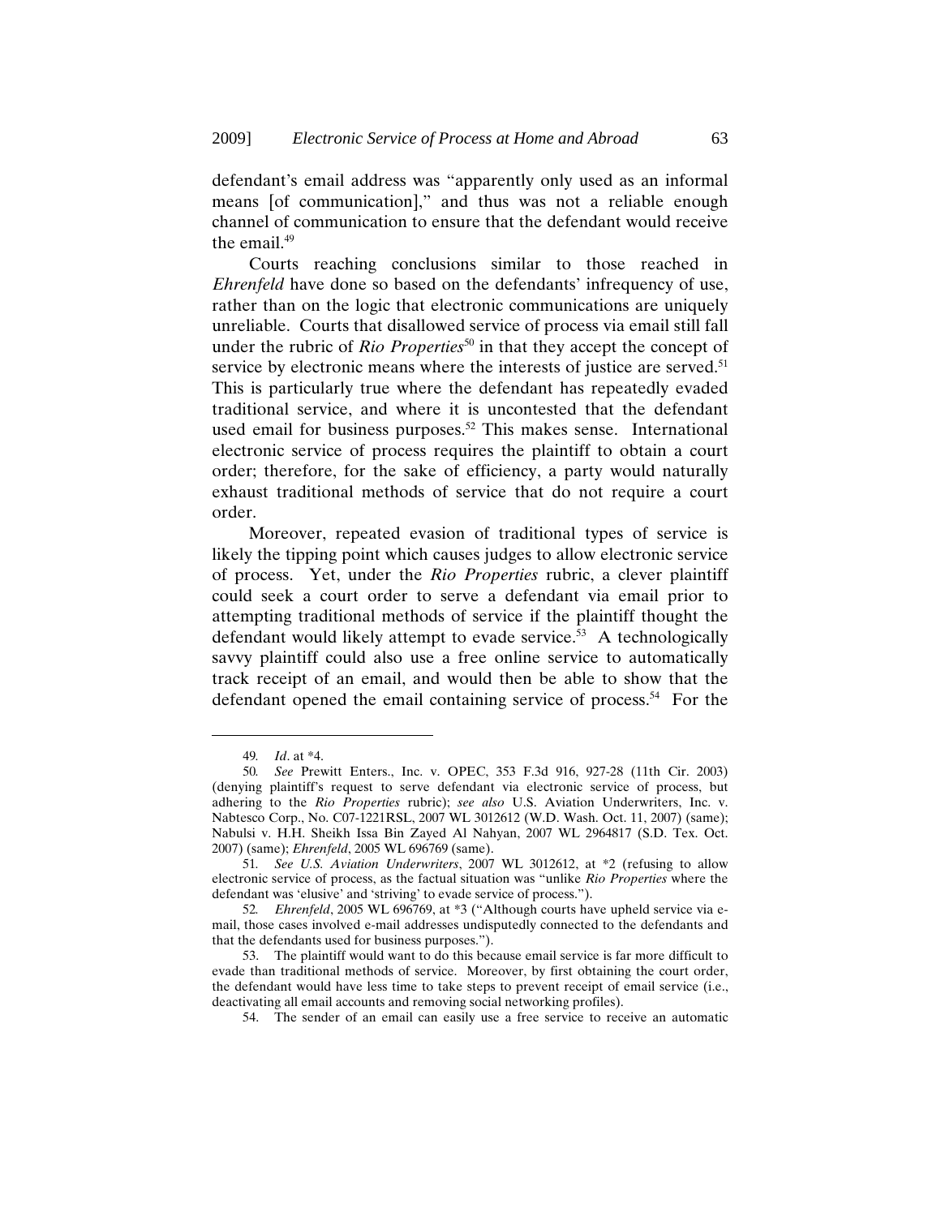defendant's email address was "apparently only used as an informal means [of communication]," and thus was not a reliable enough channel of communication to ensure that the defendant would receive the email.[49]

Courts reaching conclusions similar to those reached in *Ehrenfeld* have done so based on the defendants' infrequency of use, rather than on the logic that electronic communications are uniquely unreliable. Courts that disallowed service of process via email still fall under the rubric of *Rio Properties*[50] in that they accept the concept of service by electronic means where the interests of justice are served.[51] This is particularly true where the defendant has repeatedly evaded traditional service, and where it is uncontested that the defendant used email for business purposes.[52] This makes sense. International electronic service of process requires the plaintiff to obtain a court order; therefore, for the sake of efficiency, a party would naturally exhaust traditional methods of service that do not require a court order.

Moreover, repeated evasion of traditional types of service is likely the tipping point which causes judges to allow electronic service of process. Yet, under the *Rio Properties* rubric, a clever plaintiff could seek a court order to serve a defendant via email prior to attempting traditional methods of service if the plaintiff thought the defendant would likely attempt to evade service.[53] A technologically savvy plaintiff could also use a free online service to automatically track receipt of an email, and would then be able to show that the defendant opened the email containing service of process.[54] For the

---

49. *Id*. at *4.

50. *See* Prewitt Enters., Inc. v. OPEC, 353 F.3d 916, 927-28 (11th Cir. 2003) (denying plaintiff's request to serve defendant via electronic service of process, but adhering to the *Rio Properties* rubric); *see also* U.S. Aviation Underwriters, Inc. v. Nabtesco Corp., No. C07-1221RSL, 2007 WL 3012612 (W.D. Wash. Oct. 11, 2007) (same); Nabulsi v. H.H. Sheikh Issa Bin Zayed Al Nahyan, 2007 WL 2964817 (S.D. Tex. Oct. 2007) (same); *Ehrenfeld*, 2005 WL 696769 (same).

51. *See U.S. Aviation Underwriters*, 2007 WL 3012612, at *2 (refusing to allow electronic service of process, as the factual situation was "unlike *Rio Properties* where the defendant was 'elusive' and 'striving' to evade service of process.").

52. *Ehrenfeld*, 2005 WL 696769, at *3 ("Although courts have upheld service via e-mail, those cases involved e-mail addresses undisputedly connected to the defendants and that the defendants used for business purposes.").

53. The plaintiff would want to do this because email service is far more difficult to evade than traditional methods of service. Moreover, by first obtaining the court order, the defendant would have less time to take steps to prevent receipt of email service (i.e., deactivating all email accounts and removing social networking profiles).

54. The sender of an email can easily use a free service to receive an automatic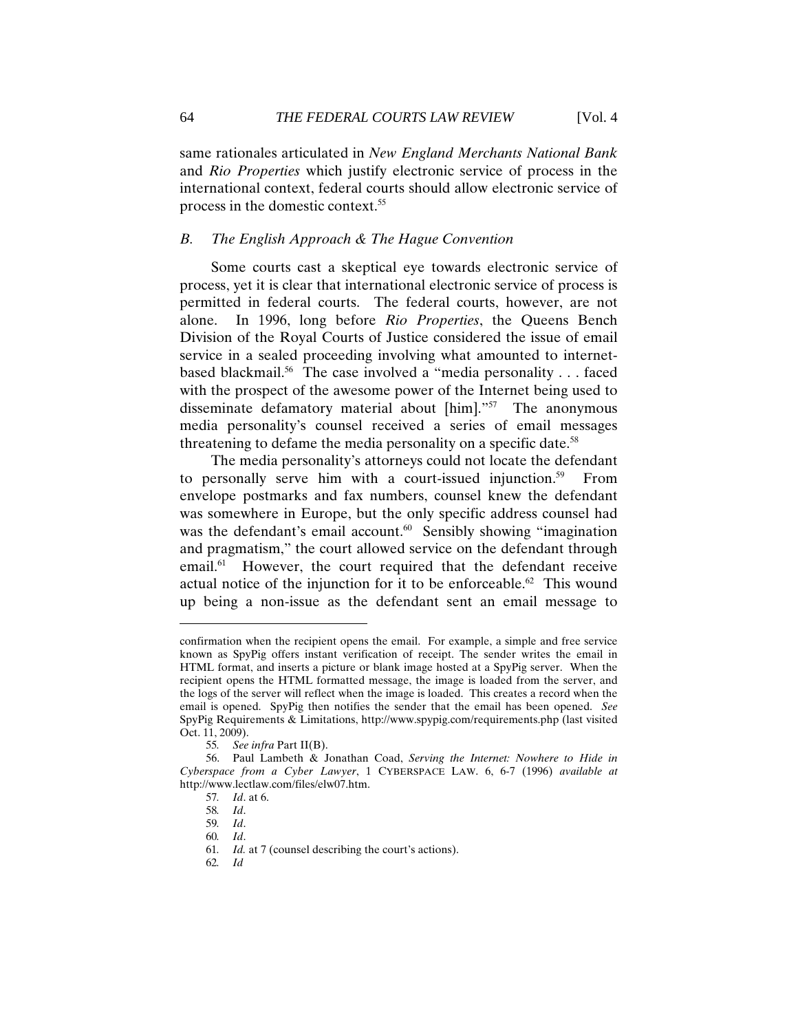same rationales articulated in *New England Merchants National Bank* and *Rio Properties* which justify electronic service of process in the international context, federal courts should allow electronic service of process in the domestic context.[55]

### *B. The English Approach & The Hague Convention*

Some courts cast a skeptical eye towards electronic service of process, yet it is clear that international electronic service of process is permitted in federal courts. The federal courts, however, are not alone. In 1996, long before *Rio Properties*, the Queens Bench Division of the Royal Courts of Justice considered the issue of email service in a sealed proceeding involving what amounted to internet-based blackmail.[56] The case involved a "media personality . . . faced with the prospect of the awesome power of the Internet being used to disseminate defamatory material about [him]."[57] The anonymous media personality's counsel received a series of email messages threatening to defame the media personality on a specific date.[58]

The media personality's attorneys could not locate the defendant to personally serve him with a court-issued injunction.[59] From envelope postmarks and fax numbers, counsel knew the defendant was somewhere in Europe, but the only specific address counsel had was the defendant's email account.[60] Sensibly showing "imagination and pragmatism," the court allowed service on the defendant through email.[61] However, the court required that the defendant receive actual notice of the injunction for it to be enforceable.[62] This wound up being a non-issue as the defendant sent an email message to

---

confirmation when the recipient opens the email. For example, a simple and free service known as SpyPig offers instant verification of receipt. The sender writes the email in HTML format, and inserts a picture or blank image hosted at a SpyPig server. When the recipient opens the HTML formatted message, the image is loaded from the server, and the logs of the server will reflect when the image is loaded. This creates a record when the email is opened. SpyPig then notifies the sender that the email has been opened. *See* SpyPig Requirements & Limitations, http://www.spypig.com/requirements.php (last visited Oct. 11, 2009).

55. *See infra* Part II(B).

56. Paul Lambeth & Jonathan Coad, *Serving the Internet: Nowhere to Hide in Cyberspace from a Cyber Lawyer*, 1 CYBERSPACE LAW. 6, 6-7 (1996) *available at* http://www.lectlaw.com/files/elw07.htm.

57. *Id*. at 6.

58. *Id*.

59. *Id*.

60. *Id*.

61. *Id.* at 7 (counsel describing the court's actions).

62. *Id*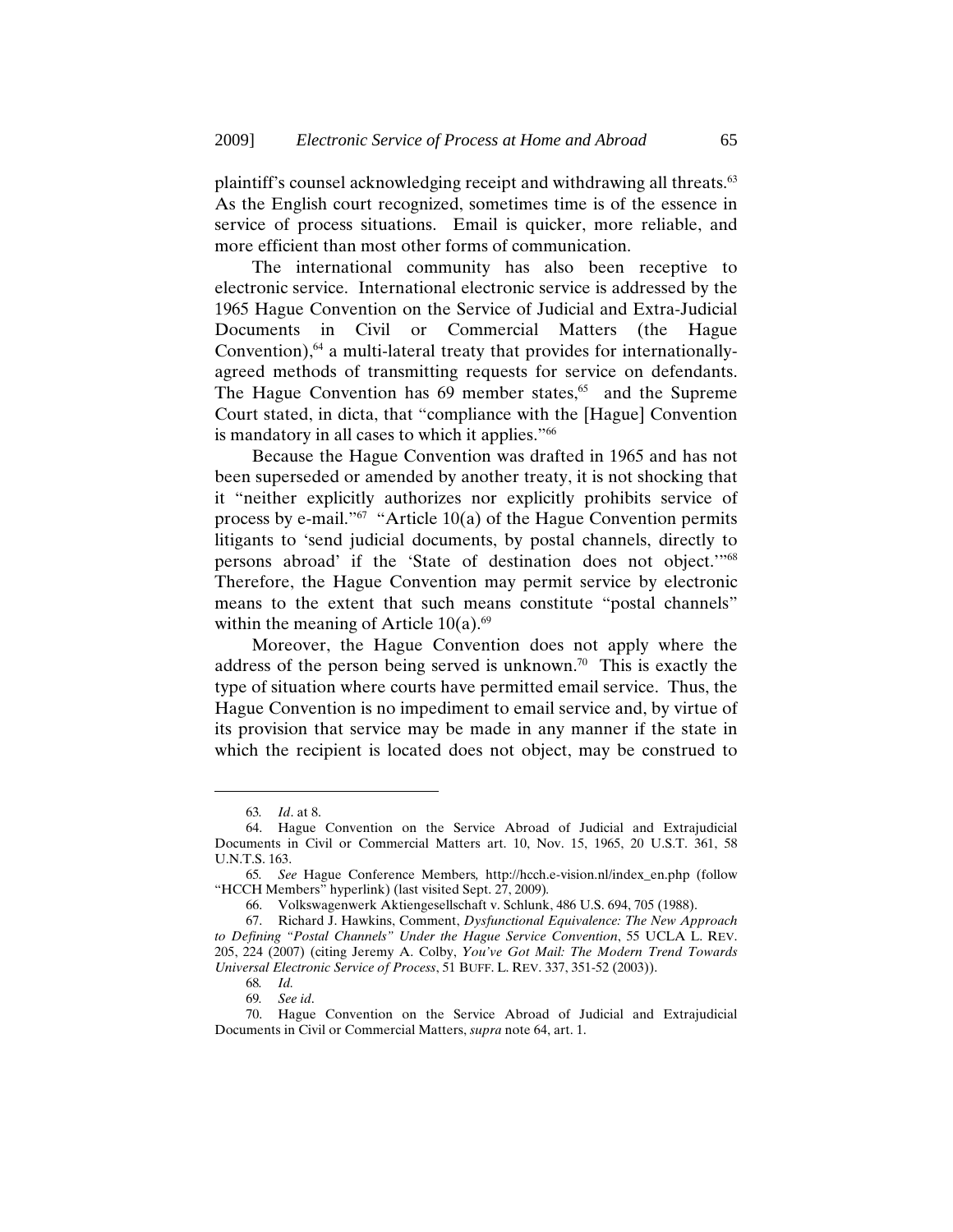plaintiff's counsel acknowledging receipt and withdrawing all threats.[63] As the English court recognized, sometimes time is of the essence in service of process situations. Email is quicker, more reliable, and more efficient than most other forms of communication.

The international community has also been receptive to electronic service. International electronic service is addressed by the 1965 Hague Convention on the Service of Judicial and Extra-Judicial Documents in Civil or Commercial Matters (the Hague Convention),[64] a multi-lateral treaty that provides for internationally-agreed methods of transmitting requests for service on defendants. The Hague Convention has 69 member states,[65] and the Supreme Court stated, in dicta, that "compliance with the [Hague] Convention is mandatory in all cases to which it applies."[66]

Because the Hague Convention was drafted in 1965 and has not been superseded or amended by another treaty, it is not shocking that it "neither explicitly authorizes nor explicitly prohibits service of process by e-mail."[67] "Article 10(a) of the Hague Convention permits litigants to 'send judicial documents, by postal channels, directly to persons abroad' if the 'State of destination does not object.'"[68] Therefore, the Hague Convention may permit service by electronic means to the extent that such means constitute "postal channels" within the meaning of Article 10(a).[69]

Moreover, the Hague Convention does not apply where the address of the person being served is unknown.[70] This is exactly the type of situation where courts have permitted email service. Thus, the Hague Convention is no impediment to email service and, by virtue of its provision that service may be made in any manner if the state in which the recipient is located does not object, may be construed to

---

63. *Id*. at 8.

64. Hague Convention on the Service Abroad of Judicial and Extrajudicial Documents in Civil or Commercial Matters art. 10, Nov. 15, 1965, 20 U.S.T. 361, 58 U.N.T.S. 163.

65. *See* Hague Conference Members, http://hcch.e-vision.nl/index_en.php (follow "HCCH Members" hyperlink) (last visited Sept. 27, 2009).

66. Volkswagenwerk Aktiengesellschaft v. Schlunk, 486 U.S. 694, 705 (1988).

67. Richard J. Hawkins, Comment, *Dysfunctional Equivalence: The New Approach to Defining "Postal Channels" Under the Hague Service Convention*, 55 UCLA L. REV. 205, 224 (2007) (citing Jeremy A. Colby, *You've Got Mail: The Modern Trend Towards Universal Electronic Service of Process*, 51 BUFF. L. REV. 337, 351-52 (2003)).

68. *Id.*

69. *See id*.

70. Hague Convention on the Service Abroad of Judicial and Extrajudicial Documents in Civil or Commercial Matters, *supra* note 64, art. 1.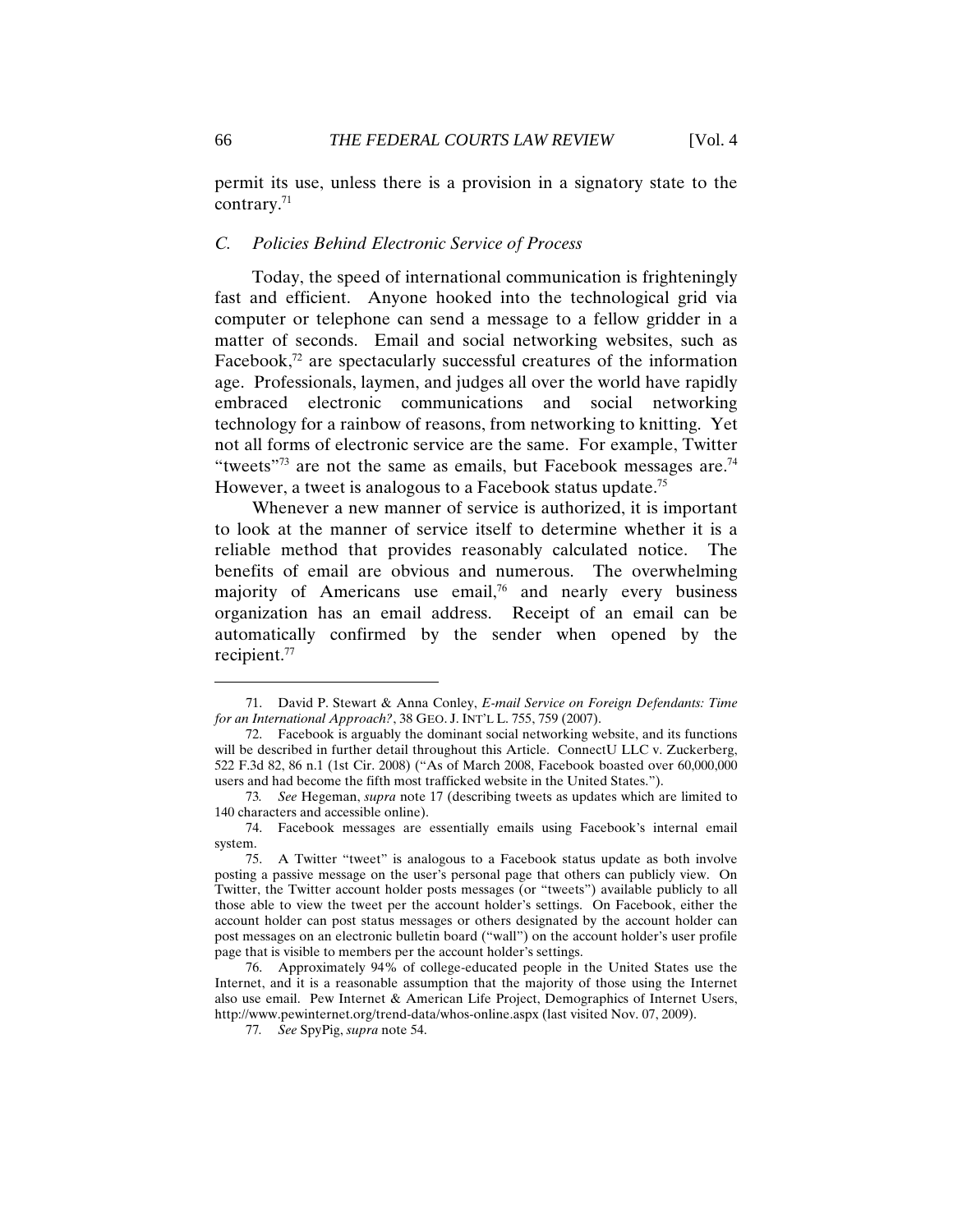permit its use, unless there is a provision in a signatory state to the contrary.[71]

### *C. Policies Behind Electronic Service of Process*

Today, the speed of international communication is frighteningly fast and efficient. Anyone hooked into the technological grid via computer or telephone can send a message to a fellow gridder in a matter of seconds. Email and social networking websites, such as Facebook,[72] are spectacularly successful creatures of the information age. Professionals, laymen, and judges all over the world have rapidly embraced electronic communications and social networking technology for a rainbow of reasons, from networking to knitting. Yet not all forms of electronic service are the same. For example, Twitter "tweets"[73] are not the same as emails, but Facebook messages are.[74] However, a tweet is analogous to a Facebook status update.[75]

Whenever a new manner of service is authorized, it is important to look at the manner of service itself to determine whether it is a reliable method that provides reasonably calculated notice. The benefits of email are obvious and numerous. The overwhelming majority of Americans use email,[76] and nearly every business organization has an email address. Receipt of an email can be automatically confirmed by the sender when opened by the recipient.[77]

---

71. David P. Stewart & Anna Conley, *E-mail Service on Foreign Defendants: Time for an International Approach?*, 38 GEO. J. INT'L L. 755, 759 (2007).

72. Facebook is arguably the dominant social networking website, and its functions will be described in further detail throughout this Article. ConnectU LLC v. Zuckerberg, 522 F.3d 82, 86 n.1 (1st Cir. 2008) ("As of March 2008, Facebook boasted over 60,000,000 users and had become the fifth most trafficked website in the United States.").

73. *See* Hegeman, *supra* note 17 (describing tweets as updates which are limited to 140 characters and accessible online).

74. Facebook messages are essentially emails using Facebook's internal email system.

75. A Twitter "tweet" is analogous to a Facebook status update as both involve posting a passive message on the user's personal page that others can publicly view. On Twitter, the Twitter account holder posts messages (or "tweets") available publicly to all those able to view the tweet per the account holder's settings. On Facebook, either the account holder can post status messages or others designated by the account holder can post messages on an electronic bulletin board ("wall") on the account holder's user profile page that is visible to members per the account holder's settings.

76. Approximately 94% of college-educated people in the United States use the Internet, and it is a reasonable assumption that the majority of those using the Internet also use email. Pew Internet & American Life Project, Demographics of Internet Users, http://www.pewinternet.org/trend-data/whos-online.aspx (last visited Nov. 07, 2009).

77. *See* SpyPig, *supra* note 54.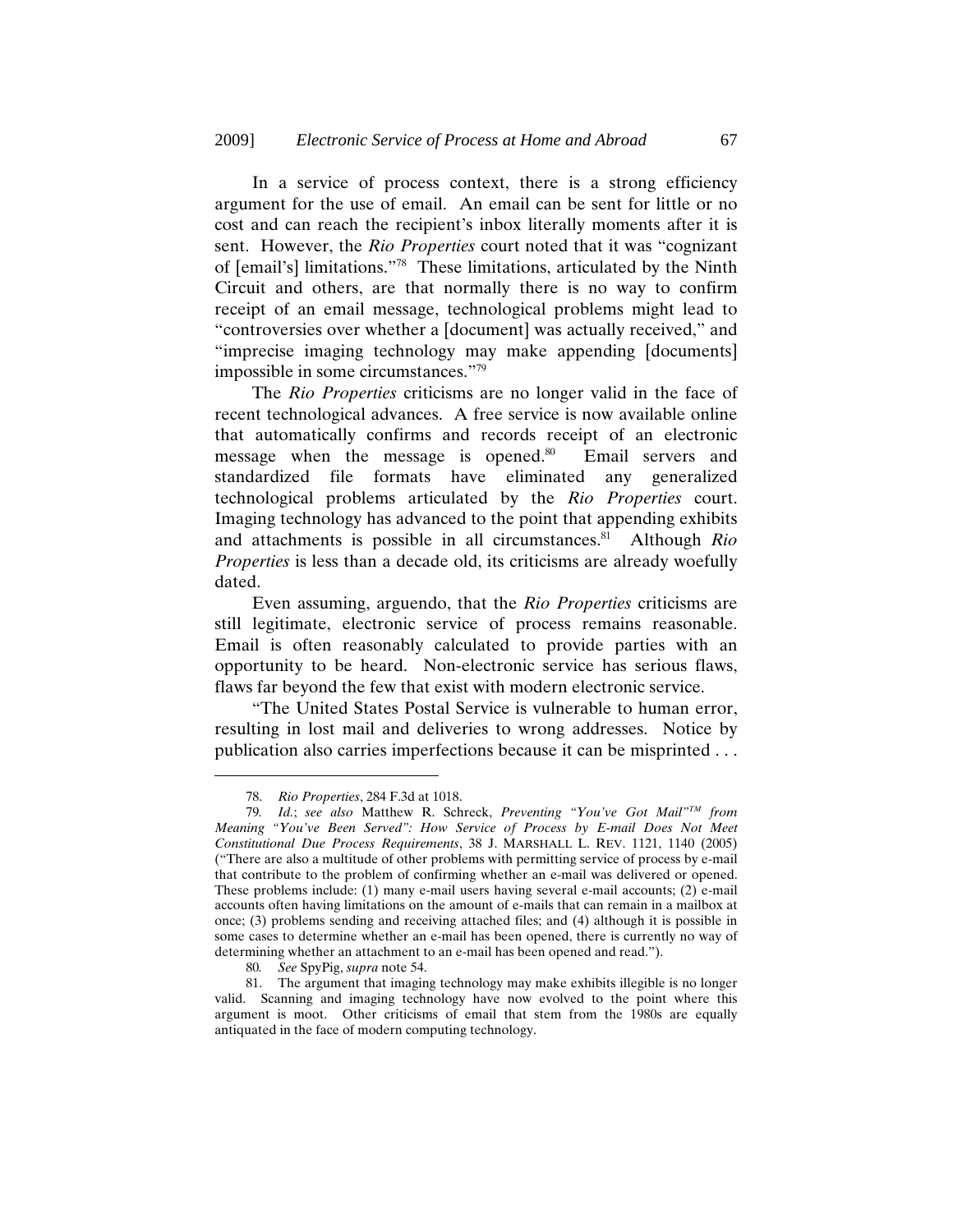In a service of process context, there is a strong efficiency argument for the use of email. An email can be sent for little or no cost and can reach the recipient's inbox literally moments after it is sent. However, the *Rio Properties* court noted that it was "cognizant of [email's] limitations."[78] These limitations, articulated by the Ninth Circuit and others, are that normally there is no way to confirm receipt of an email message, technological problems might lead to "controversies over whether a [document] was actually received," and "imprecise imaging technology may make appending [documents] impossible in some circumstances."[79]

The *Rio Properties* criticisms are no longer valid in the face of recent technological advances. A free service is now available online that automatically confirms and records receipt of an electronic message when the message is opened.[80] Email servers and standardized file formats have eliminated any generalized technological problems articulated by the *Rio Properties* court. Imaging technology has advanced to the point that appending exhibits and attachments is possible in all circumstances.[81] Although *Rio Properties* is less than a decade old, its criticisms are already woefully dated.

Even assuming, arguendo, that the *Rio Properties* criticisms are still legitimate, electronic service of process remains reasonable. Email is often reasonably calculated to provide parties with an opportunity to be heard. Non-electronic service has serious flaws, flaws far beyond the few that exist with modern electronic service.

"The United States Postal Service is vulnerable to human error, resulting in lost mail and deliveries to wrong addresses. Notice by publication also carries imperfections because it can be misprinted . . .

---

78. *Rio Properties*, 284 F.3d at 1018.

79. *Id.*; *see also* Matthew R. Schreck, *Preventing "You've Got Mail"™ from Meaning "You've Been Served": How Service of Process by E-mail Does Not Meet Constitutional Due Process Requirements*, 38 J. MARSHALL L. REV. 1121, 1140 (2005) ("There are also a multitude of other problems with permitting service of process by e-mail that contribute to the problem of confirming whether an e-mail was delivered or opened. These problems include: (1) many e-mail users having several e-mail accounts; (2) e-mail accounts often having limitations on the amount of e-mails that can remain in a mailbox at once; (3) problems sending and receiving attached files; and (4) although it is possible in some cases to determine whether an e-mail has been opened, there is currently no way of determining whether an attachment to an e-mail has been opened and read.").

80. *See* SpyPig, *supra* note 54.

81. The argument that imaging technology may make exhibits illegible is no longer valid. Scanning and imaging technology have now evolved to the point where this argument is moot. Other criticisms of email that stem from the 1980s are equally antiquated in the face of modern computing technology.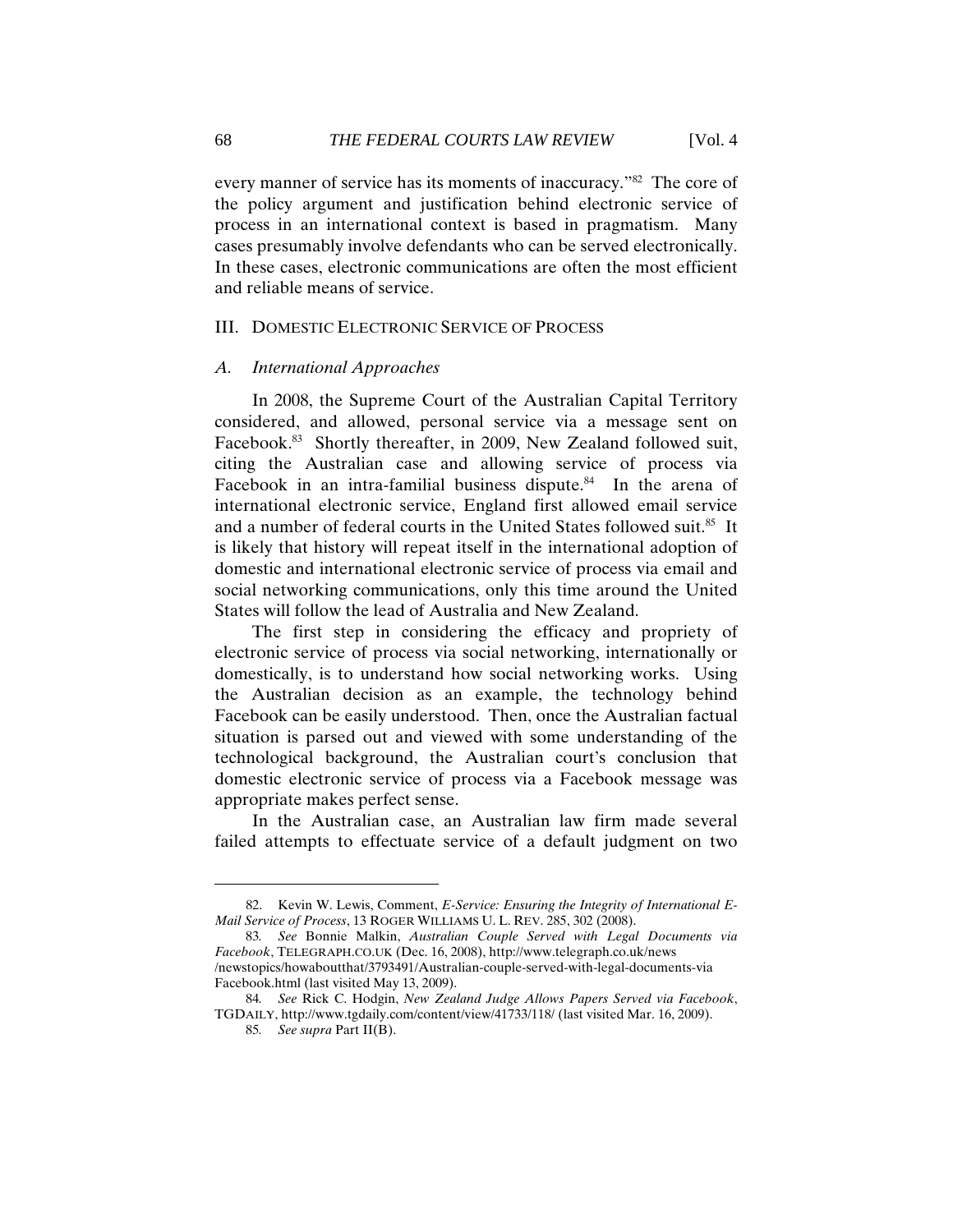every manner of service has its moments of inaccuracy."[82] The core of the policy argument and justification behind electronic service of process in an international context is based in pragmatism. Many cases presumably involve defendants who can be served electronically. In these cases, electronic communications are often the most efficient and reliable means of service.

## III. DOMESTIC ELECTRONIC SERVICE OF PROCESS

### *A. International Approaches*

In 2008, the Supreme Court of the Australian Capital Territory considered, and allowed, personal service via a message sent on Facebook.[83] Shortly thereafter, in 2009, New Zealand followed suit, citing the Australian case and allowing service of process via Facebook in an intra-familial business dispute.[84] In the arena of international electronic service, England first allowed email service and a number of federal courts in the United States followed suit.[85] It is likely that history will repeat itself in the international adoption of domestic and international electronic service of process via email and social networking communications, only this time around the United States will follow the lead of Australia and New Zealand.

The first step in considering the efficacy and propriety of electronic service of process via social networking, internationally or domestically, is to understand how social networking works. Using the Australian decision as an example, the technology behind Facebook can be easily understood. Then, once the Australian factual situation is parsed out and viewed with some understanding of the technological background, the Australian court's conclusion that domestic electronic service of process via a Facebook message was appropriate makes perfect sense.

In the Australian case, an Australian law firm made several failed attempts to effectuate service of a default judgment on two

---

82. Kevin W. Lewis, Comment, *E-Service: Ensuring the Integrity of International E-Mail Service of Process*, 13 ROGER WILLIAMS U. L. REV. 285, 302 (2008).

83. *See* Bonnie Malkin, *Australian Couple Served with Legal Documents via Facebook*, TELEGRAPH.CO.UK (Dec. 16, 2008), http://www.telegraph.co.uk/news/newstopics/howaboutthat/3793491/Australian-couple-served-with-legal-documents-via Facebook.html (last visited May 13, 2009).

84. *See* Rick C. Hodgin, *New Zealand Judge Allows Papers Served via Facebook*, TGDAILY, http://www.tgdaily.com/content/view/41733/118/ (last visited Mar. 16, 2009).

85. *See supra* Part II(B).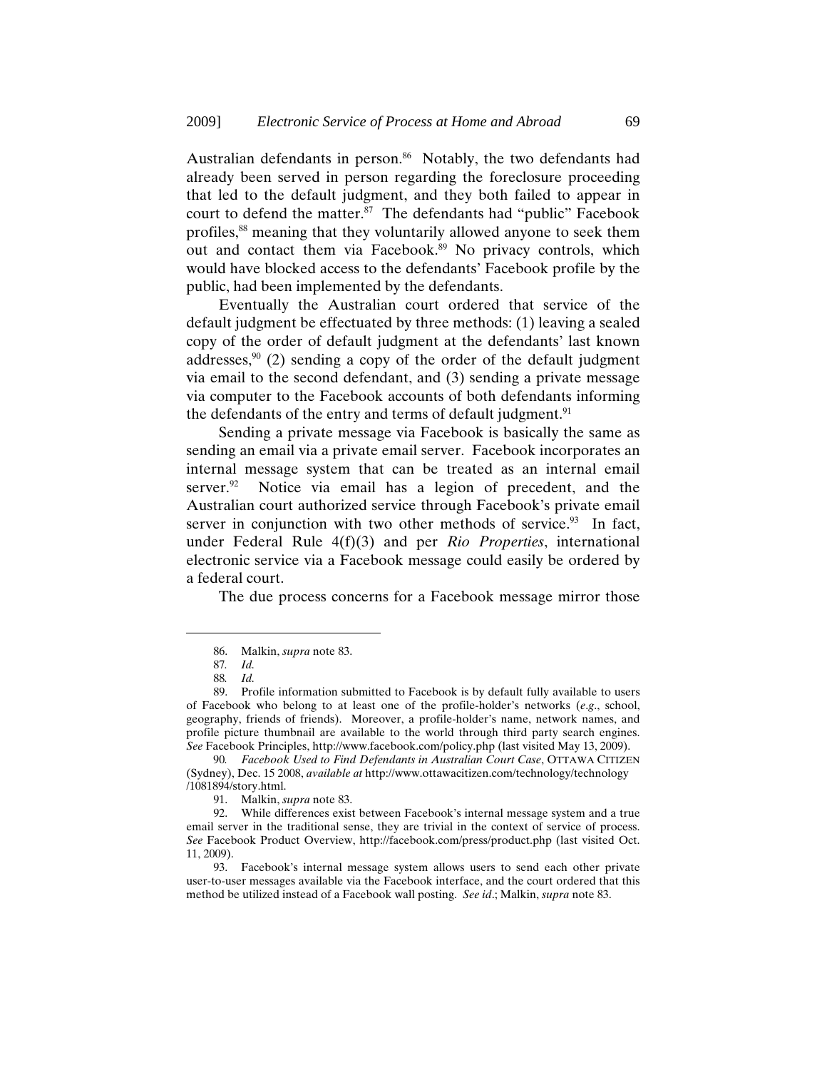Australian defendants in person.[86] Notably, the two defendants had already been served in person regarding the foreclosure proceeding that led to the default judgment, and they both failed to appear in court to defend the matter.[87] The defendants had "public" Facebook profiles,[88] meaning that they voluntarily allowed anyone to seek them out and contact them via Facebook.[89] No privacy controls, which would have blocked access to the defendants' Facebook profile by the public, had been implemented by the defendants.

Eventually the Australian court ordered that service of the default judgment be effectuated by three methods: (1) leaving a sealed copy of the order of default judgment at the defendants' last known addresses,[90] (2) sending a copy of the order of the default judgment via email to the second defendant, and (3) sending a private message via computer to the Facebook accounts of both defendants informing the defendants of the entry and terms of default judgment.[91]

Sending a private message via Facebook is basically the same as sending an email via a private email server. Facebook incorporates an internal message system that can be treated as an internal email server.[92] Notice via email has a legion of precedent, and the Australian court authorized service through Facebook's private email server in conjunction with two other methods of service.[93] In fact, under Federal Rule 4(f)(3) and per *Rio Properties*, international electronic service via a Facebook message could easily be ordered by a federal court.

The due process concerns for a Facebook message mirror those

---

86. Malkin, *supra* note 83.

87. *Id.*

88. *Id.*

89. Profile information submitted to Facebook is by default fully available to users of Facebook who belong to at least one of the profile-holder's networks (*e.g.*, school, geography, friends of friends). Moreover, a profile-holder's name, network names, and profile picture thumbnail are available to the world through third party search engines. *See* Facebook Principles, http://www.facebook.com/policy.php (last visited May 13, 2009).

90. *Facebook Used to Find Defendants in Australian Court Case*, OTTAWA CITIZEN (Sydney), Dec. 15 2008, *available at* http://www.ottawacitizen.com/technology/technology/1081894/story.html.

91. Malkin, *supra* note 83.

92. While differences exist between Facebook's internal message system and a true email server in the traditional sense, they are trivial in the context of service of process. *See* Facebook Product Overview, http://facebook.com/press/product.php (last visited Oct. 11, 2009).

93. Facebook's internal message system allows users to send each other private user-to-user messages available via the Facebook interface, and the court ordered that this method be utilized instead of a Facebook wall posting. *See id*.; Malkin, *supra* note 83.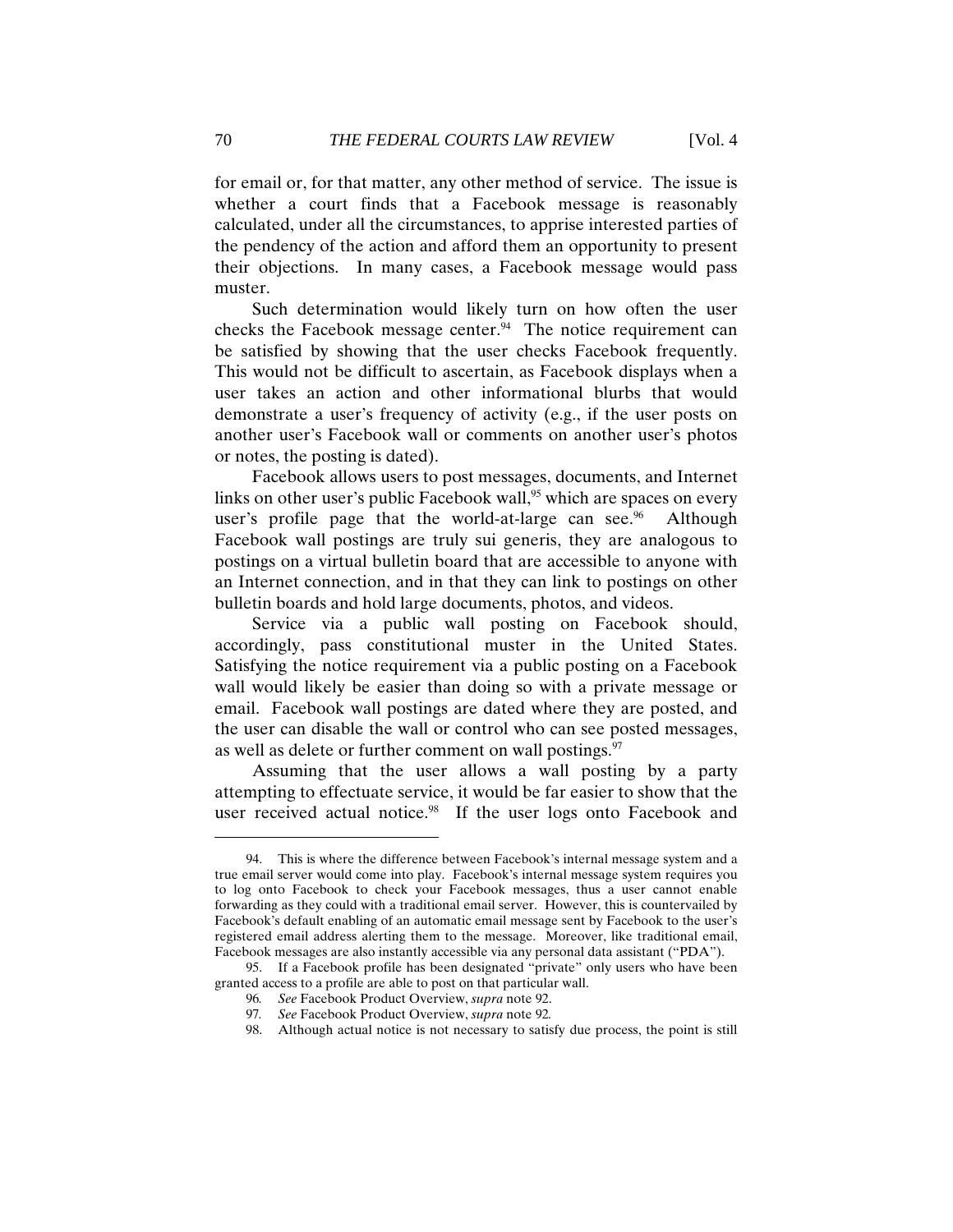for email or, for that matter, any other method of service. The issue is whether a court finds that a Facebook message is reasonably calculated, under all the circumstances, to apprise interested parties of the pendency of the action and afford them an opportunity to present their objections. In many cases, a Facebook message would pass muster.

Such determination would likely turn on how often the user checks the Facebook message center.[94] The notice requirement can be satisfied by showing that the user checks Facebook frequently. This would not be difficult to ascertain, as Facebook displays when a user takes an action and other informational blurbs that would demonstrate a user's frequency of activity (e.g., if the user posts on another user's Facebook wall or comments on another user's photos or notes, the posting is dated).

Facebook allows users to post messages, documents, and Internet links on other user's public Facebook wall,[95] which are spaces on every user's profile page that the world-at-large can see.[96] Although Facebook wall postings are truly sui generis, they are analogous to postings on a virtual bulletin board that are accessible to anyone with an Internet connection, and in that they can link to postings on other bulletin boards and hold large documents, photos, and videos.

Service via a public wall posting on Facebook should, accordingly, pass constitutional muster in the United States. Satisfying the notice requirement via a public posting on a Facebook wall would likely be easier than doing so with a private message or email. Facebook wall postings are dated where they are posted, and the user can disable the wall or control who can see posted messages, as well as delete or further comment on wall postings.[97]

Assuming that the user allows a wall posting by a party attempting to effectuate service, it would be far easier to show that the user received actual notice.[98] If the user logs onto Facebook and

---

94. This is where the difference between Facebook's internal message system and a true email server would come into play. Facebook's internal message system requires you to log onto Facebook to check your Facebook messages, thus a user cannot enable forwarding as they could with a traditional email server. However, this is countervailed by Facebook's default enabling of an automatic email message sent by Facebook to the user's registered email address alerting them to the message. Moreover, like traditional email, Facebook messages are also instantly accessible via any personal data assistant ("PDA").

95. If a Facebook profile has been designated "private" only users who have been granted access to a profile are able to post on that particular wall.

96. *See* Facebook Product Overview, *supra* note 92.

97. *See* Facebook Product Overview, *supra* note 92.

98. Although actual notice is not necessary to satisfy due process, the point is still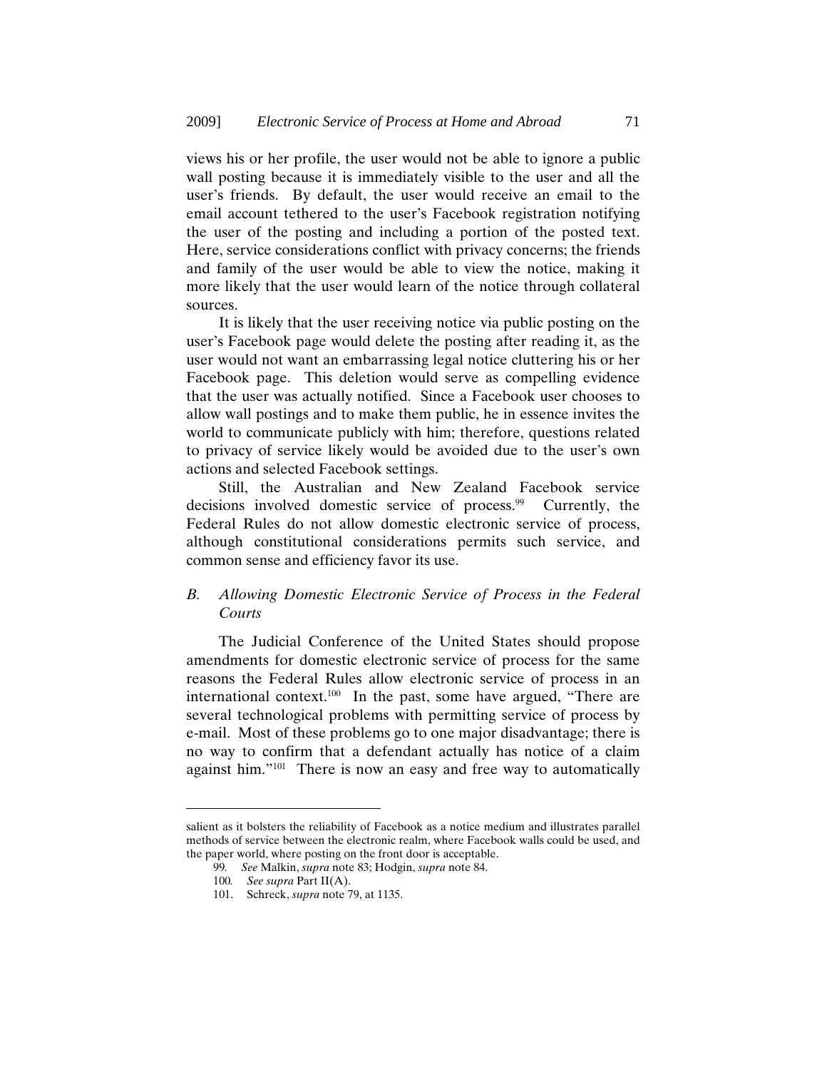views his or her profile, the user would not be able to ignore a public wall posting because it is immediately visible to the user and all the user's friends. By default, the user would receive an email to the email account tethered to the user's Facebook registration notifying the user of the posting and including a portion of the posted text. Here, service considerations conflict with privacy concerns; the friends and family of the user would be able to view the notice, making it more likely that the user would learn of the notice through collateral sources.

It is likely that the user receiving notice via public posting on the user's Facebook page would delete the posting after reading it, as the user would not want an embarrassing legal notice cluttering his or her Facebook page. This deletion would serve as compelling evidence that the user was actually notified. Since a Facebook user chooses to allow wall postings and to make them public, he in essence invites the world to communicate publicly with him; therefore, questions related to privacy of service likely would be avoided due to the user's own actions and selected Facebook settings.

Still, the Australian and New Zealand Facebook service decisions involved domestic service of process.[99] Currently, the Federal Rules do not allow domestic electronic service of process, although constitutional considerations permits such service, and common sense and efficiency favor its use.

### *B. Allowing Domestic Electronic Service of Process in the Federal Courts*

The Judicial Conference of the United States should propose amendments for domestic electronic service of process for the same reasons the Federal Rules allow electronic service of process in an international context.[100] In the past, some have argued, "There are several technological problems with permitting service of process by e-mail. Most of these problems go to one major disadvantage; there is no way to confirm that a defendant actually has notice of a claim against him."[101] There is now an easy and free way to automatically

---

salient as it bolsters the reliability of Facebook as a notice medium and illustrates parallel methods of service between the electronic realm, where Facebook walls could be used, and the paper world, where posting on the front door is acceptable.

99. *See* Malkin, *supra* note 83; Hodgin, *supra* note 84.

100. *See supra* Part II(A).

101. Schreck, *supra* note 79, at 1135.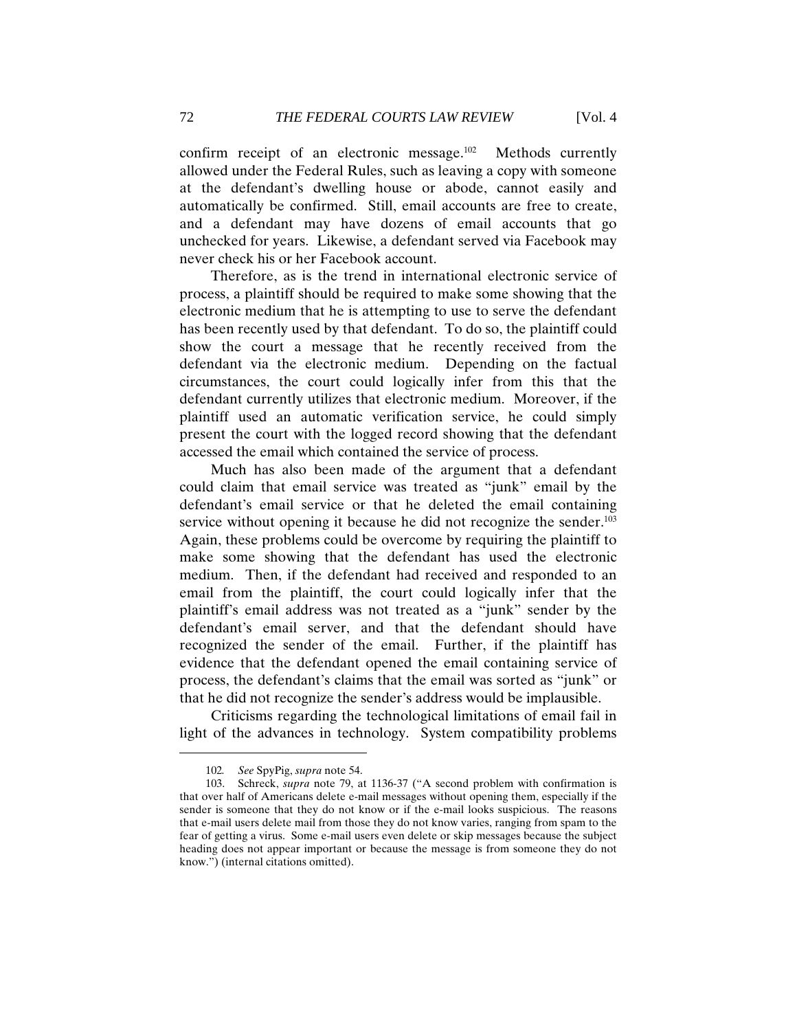confirm receipt of an electronic message.[102] Methods currently allowed under the Federal Rules, such as leaving a copy with someone at the defendant's dwelling house or abode, cannot easily and automatically be confirmed. Still, email accounts are free to create, and a defendant may have dozens of email accounts that go unchecked for years. Likewise, a defendant served via Facebook may never check his or her Facebook account.

Therefore, as is the trend in international electronic service of process, a plaintiff should be required to make some showing that the electronic medium that he is attempting to use to serve the defendant has been recently used by that defendant. To do so, the plaintiff could show the court a message that he recently received from the defendant via the electronic medium. Depending on the factual circumstances, the court could logically infer from this that the defendant currently utilizes that electronic medium. Moreover, if the plaintiff used an automatic verification service, he could simply present the court with the logged record showing that the defendant accessed the email which contained the service of process.

Much has also been made of the argument that a defendant could claim that email service was treated as "junk" email by the defendant's email service or that he deleted the email containing service without opening it because he did not recognize the sender.[103] Again, these problems could be overcome by requiring the plaintiff to make some showing that the defendant has used the electronic medium. Then, if the defendant had received and responded to an email from the plaintiff, the court could logically infer that the plaintiff's email address was not treated as a "junk" sender by the defendant's email server, and that the defendant should have recognized the sender of the email. Further, if the plaintiff has evidence that the defendant opened the email containing service of process, the defendant's claims that the email was sorted as "junk" or that he did not recognize the sender's address would be implausible.

Criticisms regarding the technological limitations of email fail in light of the advances in technology. System compatibility problems

---

102. *See* SpyPig, *supra* note 54.

103. Schreck, *supra* note 79, at 1136-37 ("A second problem with confirmation is that over half of Americans delete e-mail messages without opening them, especially if the sender is someone that they do not know or if the e-mail looks suspicious. The reasons that e-mail users delete mail from those they do not know varies, ranging from spam to the fear of getting a virus. Some e-mail users even delete or skip messages because the subject heading does not appear important or because the message is from someone they do not know.") (internal citations omitted).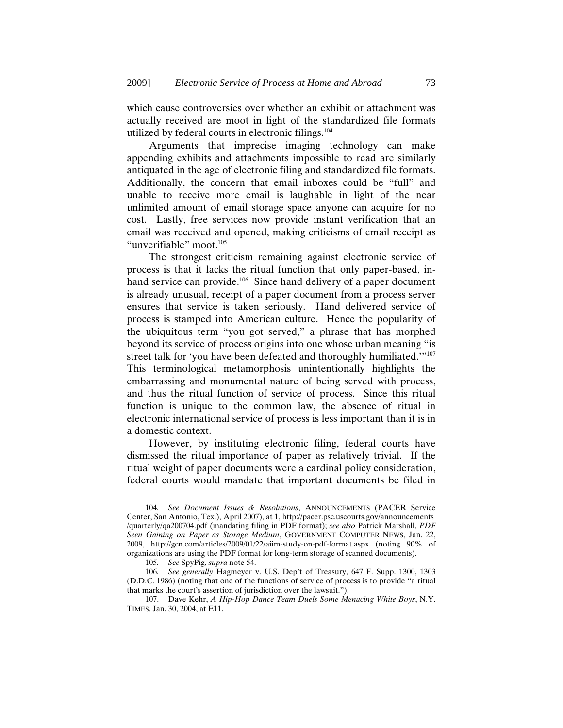which cause controversies over whether an exhibit or attachment was actually received are moot in light of the standardized file formats utilized by federal courts in electronic filings.[104]

Arguments that imprecise imaging technology can make appending exhibits and attachments impossible to read are similarly antiquated in the age of electronic filing and standardized file formats. Additionally, the concern that email inboxes could be "full" and unable to receive more email is laughable in light of the near unlimited amount of email storage space anyone can acquire for no cost. Lastly, free services now provide instant verification that an email was received and opened, making criticisms of email receipt as "unverifiable" moot.[105]

The strongest criticism remaining against electronic service of process is that it lacks the ritual function that only paper-based, in-hand service can provide.[106] Since hand delivery of a paper document is already unusual, receipt of a paper document from a process server ensures that service is taken seriously. Hand delivered service of process is stamped into American culture. Hence the popularity of the ubiquitous term "you got served," a phrase that has morphed beyond its service of process origins into one whose urban meaning "is street talk for 'you have been defeated and thoroughly humiliated.'"[107] This terminological metamorphosis unintentionally highlights the embarrassing and monumental nature of being served with process, and thus the ritual function of service of process. Since this ritual function is unique to the common law, the absence of ritual in electronic international service of process is less important than it is in a domestic context.

However, by instituting electronic filing, federal courts have dismissed the ritual importance of paper as relatively trivial. If the ritual weight of paper documents were a cardinal policy consideration, federal courts would mandate that important documents be filed in

---

104. *See Document Issues & Resolutions*, ANNOUNCEMENTS (PACER Service Center, San Antonio, Tex.), April 2007), at 1, http://pacer.psc.uscourts.gov/announcements/quarterly/qa200704.pdf (mandating filing in PDF format); *see also* Patrick Marshall, *PDF Seen Gaining on Paper as Storage Medium*, GOVERNMENT COMPUTER NEWS, Jan. 22, 2009, http://gcn.com/articles/2009/01/22/aiim-study-on-pdf-format.aspx (noting 90% of organizations are using the PDF format for long-term storage of scanned documents).

105. *See* SpyPig, *supra* note 54.

106. *See generally* Hagmeyer v. U.S. Dep't of Treasury, 647 F. Supp. 1300, 1303 (D.D.C. 1986) (noting that one of the functions of service of process is to provide "a ritual that marks the court's assertion of jurisdiction over the lawsuit.").

107. Dave Kehr, *A Hip-Hop Dance Team Duels Some Menacing White Boys*, N.Y. TIMES, Jan. 30, 2004, at E11.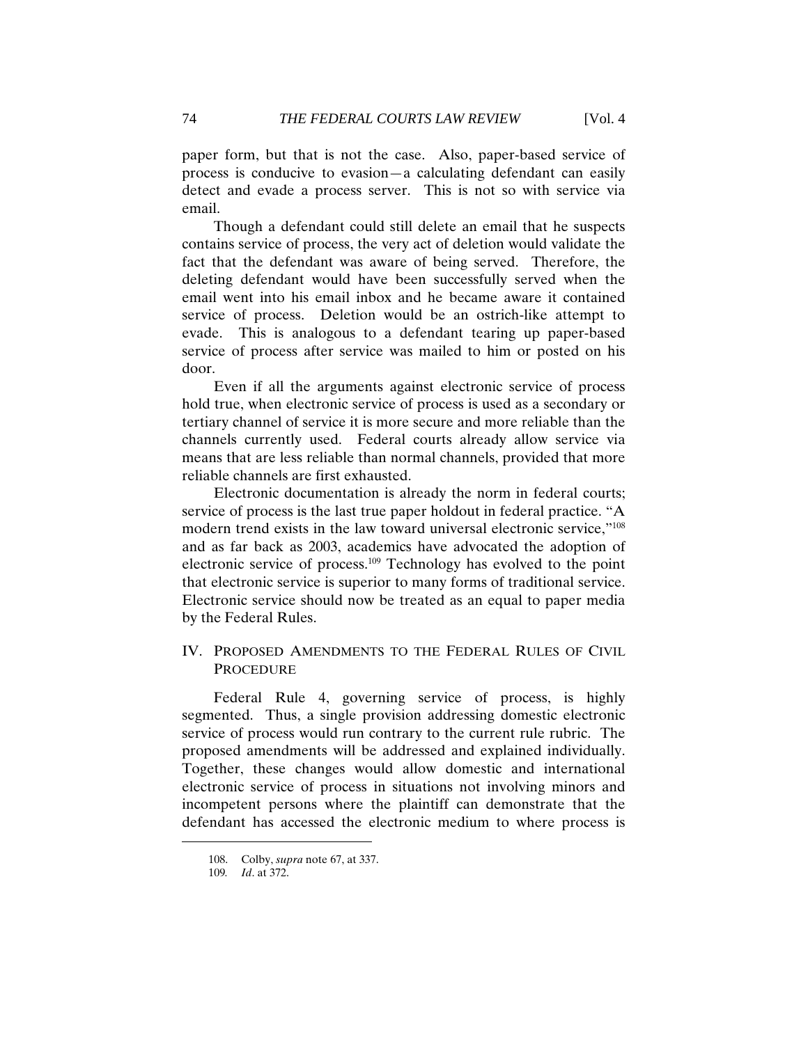paper form, but that is not the case. Also, paper-based service of process is conducive to evasion—a calculating defendant can easily detect and evade a process server. This is not so with service via email.

Though a defendant could still delete an email that he suspects contains service of process, the very act of deletion would validate the fact that the defendant was aware of being served. Therefore, the deleting defendant would have been successfully served when the email went into his email inbox and he became aware it contained service of process. Deletion would be an ostrich-like attempt to evade. This is analogous to a defendant tearing up paper-based service of process after service was mailed to him or posted on his door.

Even if all the arguments against electronic service of process hold true, when electronic service of process is used as a secondary or tertiary channel of service it is more secure and more reliable than the channels currently used. Federal courts already allow service via means that are less reliable than normal channels, provided that more reliable channels are first exhausted.

Electronic documentation is already the norm in federal courts; service of process is the last true paper holdout in federal practice. "A modern trend exists in the law toward universal electronic service,"[108] and as far back as 2003, academics have advocated the adoption of electronic service of process.[109] Technology has evolved to the point that electronic service is superior to many forms of traditional service. Electronic service should now be treated as an equal to paper media by the Federal Rules.

## IV. Proposed Amendments to the Federal Rules of Civil Procedure

Federal Rule 4, governing service of process, is highly segmented. Thus, a single provision addressing domestic electronic service of process would run contrary to the current rule rubric. The proposed amendments will be addressed and explained individually. Together, these changes would allow domestic and international electronic service of process in situations not involving minors and incompetent persons where the plaintiff can demonstrate that the defendant has accessed the electronic medium to where process is

---

108. Colby, *supra* note 67, at 337.

109. *Id*. at 372.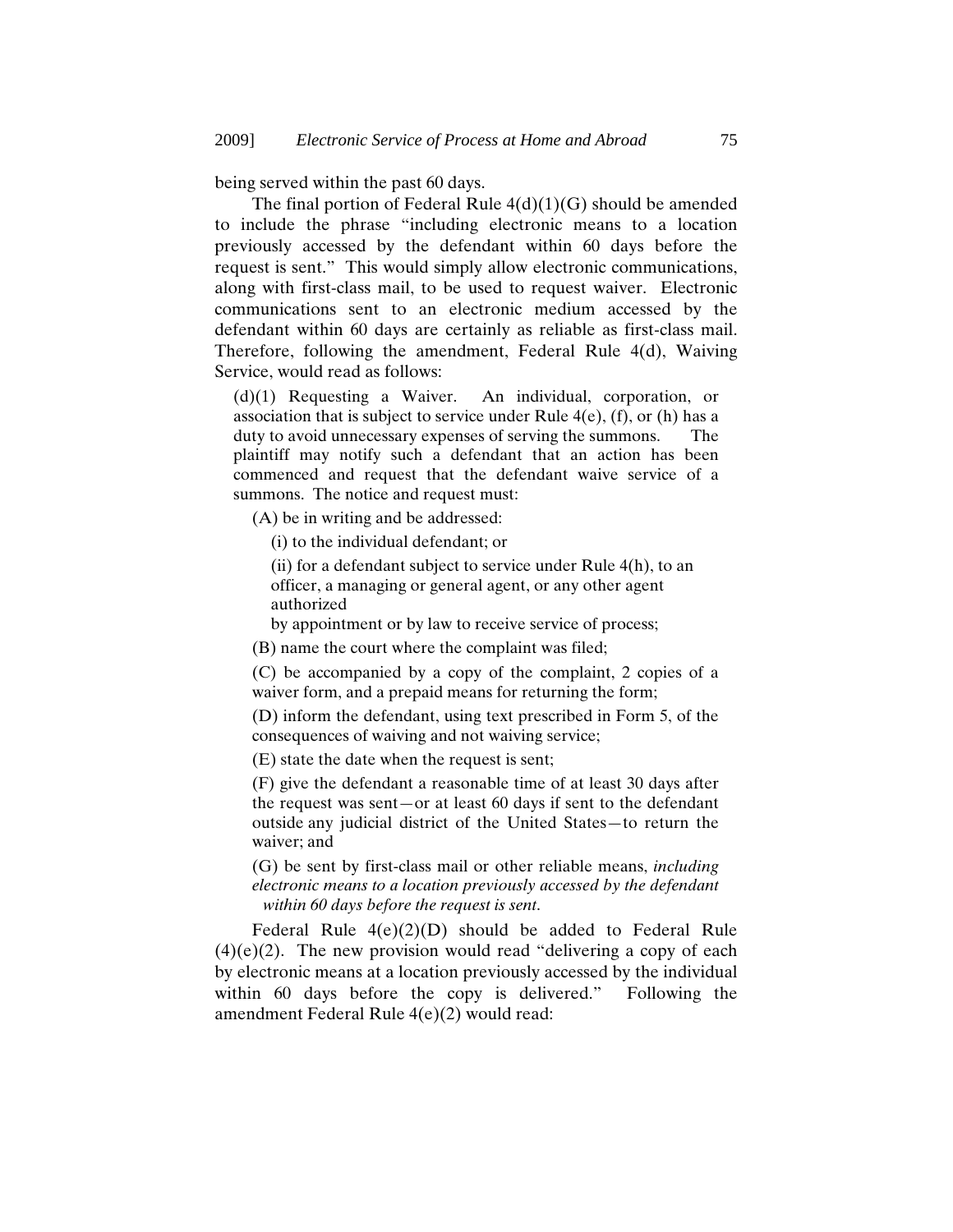being served within the past 60 days.

The final portion of Federal Rule 4(d)(1)(G) should be amended to include the phrase "including electronic means to a location previously accessed by the defendant within 60 days before the request is sent." This would simply allow electronic communications, along with first-class mail, to be used to request waiver. Electronic communications sent to an electronic medium accessed by the defendant within 60 days are certainly as reliable as first-class mail. Therefore, following the amendment, Federal Rule 4(d), Waiving Service, would read as follows:

> (d)(1) Requesting a Waiver. An individual, corporation, or association that is subject to service under Rule 4(e), (f), or (h) has a duty to avoid unnecessary expenses of serving the summons. The plaintiff may notify such a defendant that an action has been commenced and request that the defendant waive service of a summons. The notice and request must:
>
> (A) be in writing and be addressed:
>
> (i) to the individual defendant; or
>
> (ii) for a defendant subject to service under Rule 4(h), to an officer, a managing or general agent, or any other agent authorized by appointment or by law to receive service of process;
>
> (B) name the court where the complaint was filed;
>
> (C) be accompanied by a copy of the complaint, 2 copies of a waiver form, and a prepaid means for returning the form;
>
> (D) inform the defendant, using text prescribed in Form 5, of the consequences of waiving and not waiving service;
>
> (E) state the date when the request is sent;
>
> (F) give the defendant a reasonable time of at least 30 days after the request was sent—or at least 60 days if sent to the defendant outside any judicial district of the United States—to return the waiver; and
>
> (G) be sent by first-class mail or other reliable means, *including electronic means to a location previously accessed by the defendant within 60 days before the request is sent*.

Federal Rule 4(e)(2)(D) should be added to Federal Rule (4)(e)(2). The new provision would read "delivering a copy of each by electronic means at a location previously accessed by the individual within 60 days before the copy is delivered." Following the amendment Federal Rule 4(e)(2) would read: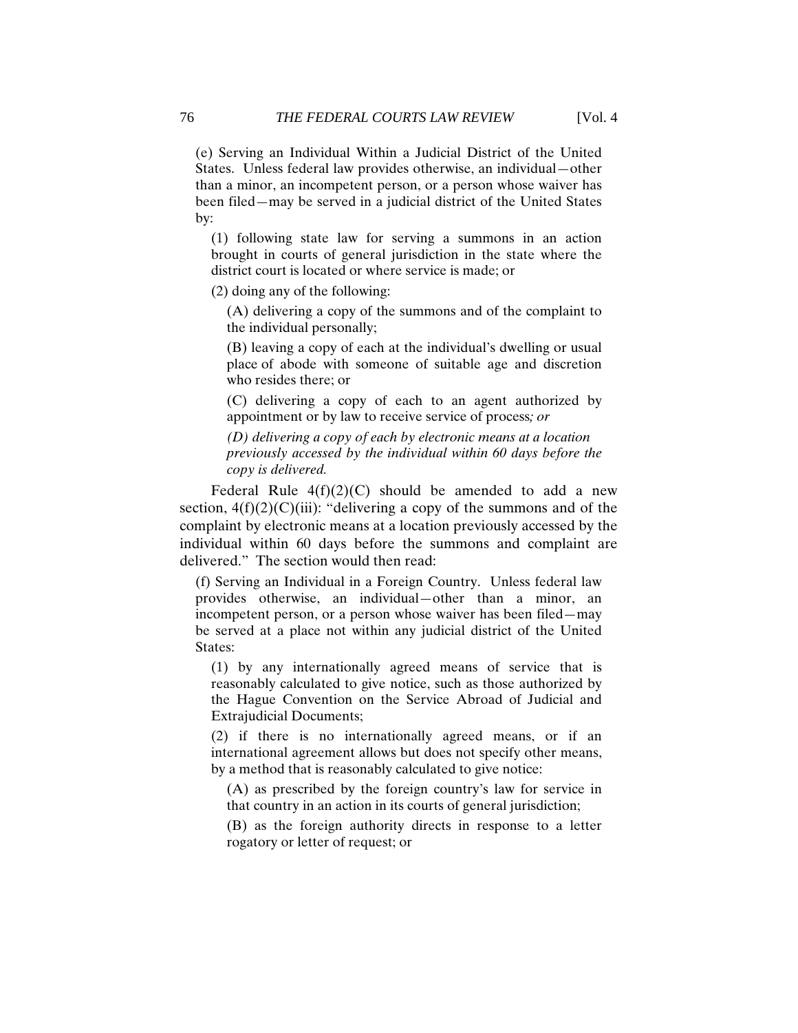(e) Serving an Individual Within a Judicial District of the United States. Unless federal law provides otherwise, an individual—other than a minor, an incompetent person, or a person whose waiver has been filed—may be served in a judicial district of the United States by:

> (1) following state law for serving a summons in an action brought in courts of general jurisdiction in the state where the district court is located or where service is made; or
>
> (2) doing any of the following:
>
> > (A) delivering a copy of the summons and of the complaint to the individual personally;
> >
> > (B) leaving a copy of each at the individual's dwelling or usual place of abode with someone of suitable age and discretion who resides there; or
> >
> > (C) delivering a copy of each to an agent authorized by appointment or by law to receive service of process*; or*
> >
> > *(D) delivering a copy of each by electronic means at a location previously accessed by the individual within 60 days before the copy is delivered.*

Federal Rule 4(f)(2)(C) should be amended to add a new section, 4(f)(2)(C)(iii): "delivering a copy of the summons and of the complaint by electronic means at a location previously accessed by the individual within 60 days before the summons and complaint are delivered." The section would then read:

(f) Serving an Individual in a Foreign Country. Unless federal law provides otherwise, an individual—other than a minor, an incompetent person, or a person whose waiver has been filed—may be served at a place not within any judicial district of the United States:

> (1) by any internationally agreed means of service that is reasonably calculated to give notice, such as those authorized by the Hague Convention on the Service Abroad of Judicial and Extrajudicial Documents;
>
> (2) if there is no internationally agreed means, or if an international agreement allows but does not specify other means, by a method that is reasonably calculated to give notice:
>
> > (A) as prescribed by the foreign country's law for service in that country in an action in its courts of general jurisdiction;
> >
> > (B) as the foreign authority directs in response to a letter rogatory or letter of request; or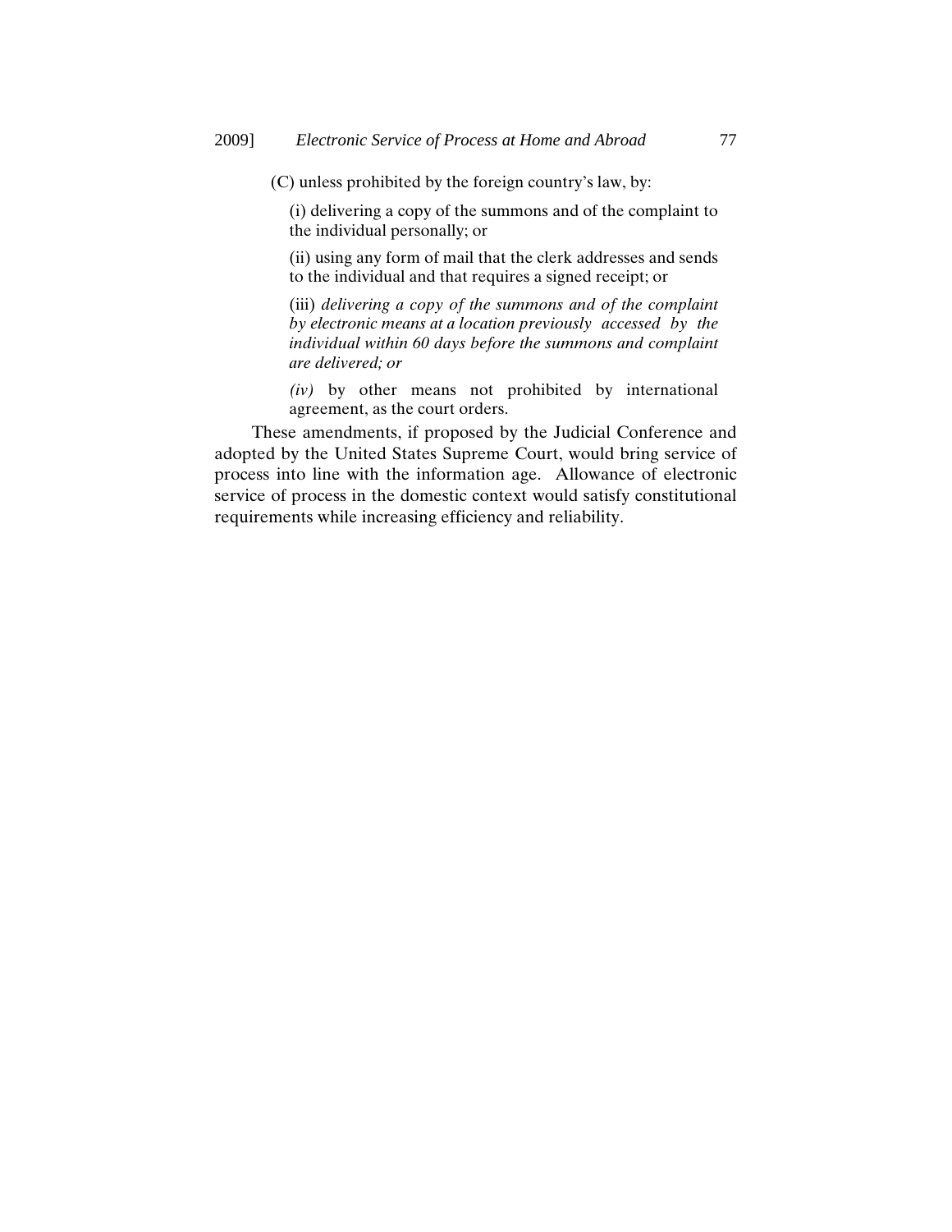(C) unless prohibited by the foreign country's law, by:

(i) delivering a copy of the summons and of the complaint to the individual personally; or

(ii) using any form of mail that the clerk addresses and sends to the individual and that requires a signed receipt; or

(iii) *delivering a copy of the summons and of the complaint by electronic means at a location previously accessed by the individual within 60 days before the summons and complaint are delivered; or*

*(iv)* by other means not prohibited by international agreement, as the court orders.

These amendments, if proposed by the Judicial Conference and adopted by the United States Supreme Court, would bring service of process into line with the information age. Allowance of electronic service of process in the domestic context would satisfy constitutional requirements while increasing efficiency and reliability.